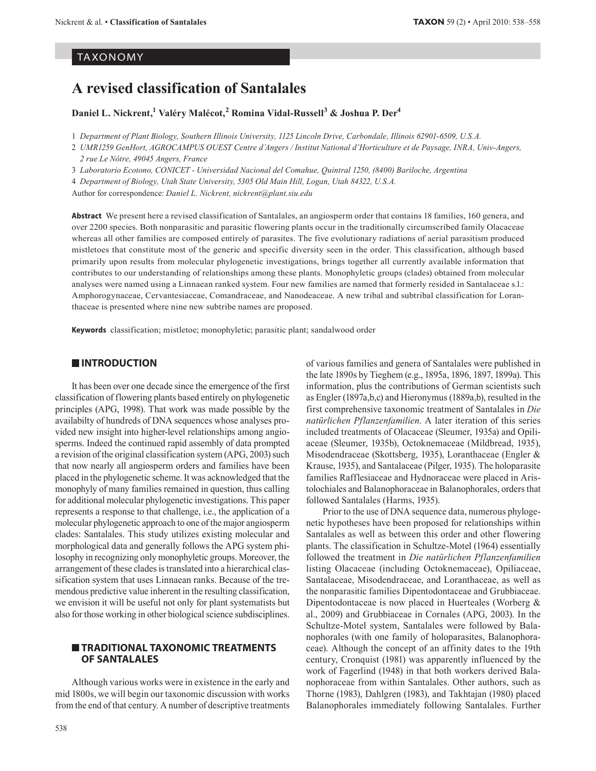TAXONOMY

# A revised classification of Santalales

**Daniel L. Nickrent,[1] Valéry Malécot,[2] Romina Vidal-Russell[3] & Joshua P. Der[4]**

1 *Department of Plant Biology, Southern Illinois University, 1125 Lincoln Drive, Carbondale, Illinois 62901-6509, U.S.A.*

2 *UMR1259 GenHort, AGROCAMPUS OUEST Centre d'Angers / Institut National d'Horticulture et de Paysage, INRA, Univ-Angers, 2 rue Le Nôtre, 49045 Angers, France*

3 *Laboratorio Ecotono, CONICET - Universidad Nacional del Comahue, Quintral 1250, (8400) Bariloche, Argentina*

4 *Department of Biology, Utah State University, 5305 Old Main Hill, Logan, Utah 84322, U.S.A.*

Author for correspondence: *Daniel L. Nickrent, nickrent@plant.siu.edu*

**Abstract** We present here a revised classification of Santalales, an angiosperm order that contains 18 families, 160 genera, and over 2200 species. Both nonparasitic and parasitic flowering plants occur in the traditionally circumscribed family Olacaceae whereas all other families are composed entirely of parasites. The five evolutionary radiations of aerial parasitism produced mistletoes that constitute most of the generic and specific diversity seen in the order. This classification, although based primarily upon results from molecular phylogenetic investigations, brings together all currently available information that contributes to our understanding of relationships among these plants. Monophyletic groups (clades) obtained from molecular analyses were named using a Linnaean ranked system. Four new families are named that formerly resided in Santalaceae s.l.: Amphorogynaceae, Cervantesiaceae, Comandraceae, and Nanodeaceae. A new tribal and subtribal classification for Loranthaceae is presented where nine new subtribe names are proposed.

**Keywords** classification; mistletoe; monophyletic; parasitic plant; sandalwood order

## INTRODUCTION

It has been over one decade since the emergence of the first classification of flowering plants based entirely on phylogenetic principles (APG, 1998). That work was made possible by the availabilty of hundreds of DNA sequences whose analyses provided new insight into higher-level relationships among angiosperms. Indeed the continued rapid assembly of data prompted a revision of the original classification system (APG, 2003) such that now nearly all angiosperm orders and families have been placed in the phylogenetic scheme. It was acknowledged that the monophyly of many families remained in question, thus calling for additional molecular phylogenetic investigations. This paper represents a response to that challenge, i.e., the application of a molecular phylogenetic approach to one of the major angiosperm clades: Santalales. This study utilizes existing molecular and morphological data and generally follows the APG system philosophy in recognizing only monophyletic groups. Moreover, the arrangement of these clades is translated into a hierarchical classification system that uses Linnaean ranks. Because of the tremendous predictive value inherent in the resulting classification, we envision it will be useful not only for plant systematists but also for those working in other biological science subdisciplines.

## TRADITIONAL TAXONOMIC TREATMENTS OF SANTALALES

Although various works were in existence in the early and mid 1800s, we will begin our taxonomic discussion with works from the end of that century. A number of descriptive treatments of various families and genera of Santalales were published in the late 1890s by Tieghem (e.g., 1895a, 1896, 1897, 1899a). This information, plus the contributions of German scientists such as Engler (1897a,b,c) and Hieronymus (1889a,b), resulted in the first comprehensive taxonomic treatment of Santalales in *Die natürlichen Pflanzenfamilien*. A later iteration of this series included treatments of Olacaceae (Sleumer, 1935a) and Opiliaceae (Sleumer, 1935b), Octoknemaceae (Mildbread, 1935), Misodendraceae (Skottsberg, 1935), Loranthaceae (Engler & Krause, 1935), and Santalaceae (Pilger, 1935). The holoparasite families Rafflesiaceae and Hydnoraceae were placed in Aristolochiales and Balanophoraceae in Balanophorales, orders that followed Santalales (Harms, 1935).

Prior to the use of DNA sequence data, numerous phylogenetic hypotheses have been proposed for relationships within Santalales as well as between this order and other flowering plants. The classification in Schultze-Motel (1964) essentially followed the treatment in *Die natürlichen Pflanzenfamilien* listing Olacaceae (including Octoknemaceae), Opiliaceae, Santalaceae, Misodendraceae, and Loranthaceae, as well as the nonparasitic families Dipentodontaceae and Grubbiaceae. Dipentodontaceae is now placed in Huerteales (Worberg & al., 2009) and Grubbiaceae in Cornales (APG, 2003). In the Schultze-Motel system, Santalales were followed by Balanophorales (with one family of holoparasites, Balanophoraceae). Although the concept of an affinity dates to the 19th century, Cronquist (1981) was apparently influenced by the work of Fagerlind (1948) in that both workers derived Balanophoraceae from within Santalales. Other authors, such as Thorne (1983), Dahlgren (1983), and Takhtajan (1980) placed Balanophorales immediately following Santalales. Further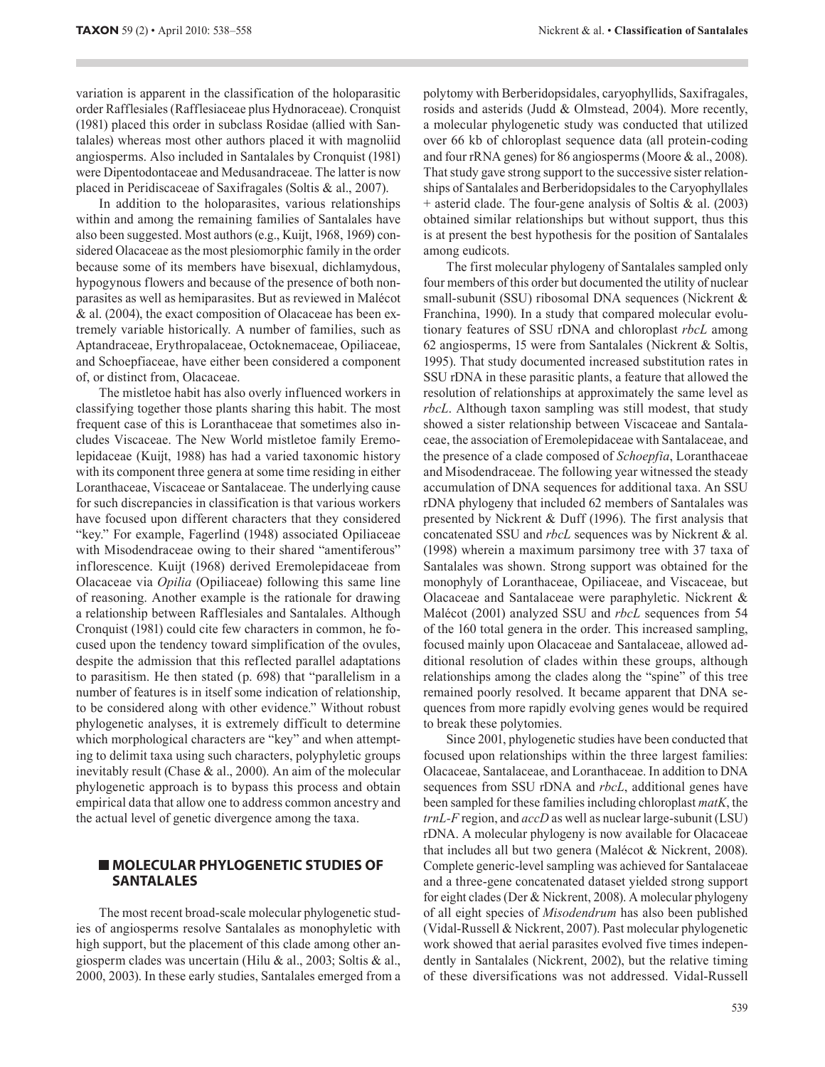variation is apparent in the classification of the holoparasitic order Rafflesiales (Rafflesiaceae plus Hydnoraceae). Cronquist (1981) placed this order in subclass Rosidae (allied with Santalales) whereas most other authors placed it with magnoliid angiosperms. Also included in Santalales by Cronquist (1981) were Dipentodontaceae and Medusandraceae. The latter is now placed in Peridiscaceae of Saxifragales (Soltis & al., 2007).

In addition to the holoparasites, various relationships within and among the remaining families of Santalales have also been suggested. Most authors (e.g., Kuijt, 1968, 1969) considered Olacaceae as the most plesiomorphic family in the order because some of its members have bisexual, dichlamydous, hypogynous flowers and because of the presence of both nonparasites as well as hemiparasites. But as reviewed in Malécot & al. (2004), the exact composition of Olacaceae has been extremely variable historically. A number of families, such as Aptandraceae, Erythropalaceae, Octoknemaceae, Opiliaceae, and Schoepfiaceae, have either been considered a component of, or distinct from, Olacaceae.

The mistletoe habit has also overly influenced workers in classifying together those plants sharing this habit. The most frequent case of this is Loranthaceae that sometimes also includes Viscaceae. The New World mistletoe family Eremolepidaceae (Kuijt, 1988) has had a varied taxonomic history with its component three genera at some time residing in either Loranthaceae, Viscaceae or Santalaceae. The underlying cause for such discrepancies in classification is that various workers have focused upon different characters that they considered "key." For example, Fagerlind (1948) associated Opiliaceae with Misodendraceae owing to their shared "amentiferous" inflorescence. Kuijt (1968) derived Eremolepidaceae from Olacaceae via *Opilia* (Opiliaceae) following this same line of reasoning. Another example is the rationale for drawing a relationship between Rafflesiales and Santalales. Although Cronquist (1981) could cite few characters in common, he focused upon the tendency toward simplification of the ovules, despite the admission that this reflected parallel adaptations to parasitism. He then stated (p. 698) that "parallelism in a number of features is in itself some indication of relationship, to be considered along with other evidence." Without robust phylogenetic analyses, it is extremely difficult to determine which morphological characters are "key" and when attempting to delimit taxa using such characters, polyphyletic groups inevitably result (Chase & al., 2000). An aim of the molecular phylogenetic approach is to bypass this process and obtain empirical data that allow one to address common ancestry and the actual level of genetic divergence among the taxa.

## MOLECULAR PHYLOGENETIC STUDIES OF SANTALALES

The most recent broad-scale molecular phylogenetic studies of angiosperms resolve Santalales as monophyletic with high support, but the placement of this clade among other angiosperm clades was uncertain (Hilu & al., 2003; Soltis & al., 2000, 2003). In these early studies, Santalales emerged from a polytomy with Berberidopsidales, caryophyllids, Saxifragales, rosids and asterids (Judd & Olmstead, 2004). More recently, a molecular phylogenetic study was conducted that utilized over 66 kb of chloroplast sequence data (all protein-coding and four rRNA genes) for 86 angiosperms (Moore & al., 2008). That study gave strong support to the successive sister relationships of Santalales and Berberidopsidales to the Caryophyllales + asterid clade. The four-gene analysis of Soltis & al. (2003) obtained similar relationships but without support, thus this is at present the best hypothesis for the position of Santalales among eudicots.

The first molecular phylogeny of Santalales sampled only four members of this order but documented the utility of nuclear small-subunit (SSU) ribosomal DNA sequences (Nickrent & Franchina, 1990). In a study that compared molecular evolutionary features of SSU rDNA and chloroplast *rbcL* among 62 angiosperms, 15 were from Santalales (Nickrent & Soltis, 1995). That study documented increased substitution rates in SSU rDNA in these parasitic plants, a feature that allowed the resolution of relationships at approximately the same level as *rbcL*. Although taxon sampling was still modest, that study showed a sister relationship between Viscaceae and Santalaceae, the association of Eremolepidaceae with Santalaceae, and the presence of a clade composed of *Schoepfia*, Loranthaceae and Misodendraceae. The following year witnessed the steady accumulation of DNA sequences for additional taxa. An SSU rDNA phylogeny that included 62 members of Santalales was presented by Nickrent & Duff (1996). The first analysis that concatenated SSU and *rbcL* sequences was by Nickrent & al. (1998) wherein a maximum parsimony tree with 37 taxa of Santalales was shown. Strong support was obtained for the monophyly of Loranthaceae, Opiliaceae, and Viscaceae, but Olacaceae and Santalaceae were paraphyletic. Nickrent & Malécot (2001) analyzed SSU and *rbcL* sequences from 54 of the 160 total genera in the order. This increased sampling, focused mainly upon Olacaceae and Santalaceae, allowed additional resolution of clades within these groups, although relationships among the clades along the "spine" of this tree remained poorly resolved. It became apparent that DNA sequences from more rapidly evolving genes would be required to break these polytomies.

Since 2001, phylogenetic studies have been conducted that focused upon relationships within the three largest families: Olacaceae, Santalaceae, and Loranthaceae. In addition to DNA sequences from SSU rDNA and *rbcL*, additional genes have been sampled for these families including chloroplast *matK*, the *trnL-F* region, and *accD* as well as nuclear large-subunit (LSU) rDNA. A molecular phylogeny is now available for Olacaceae that includes all but two genera (Malécot & Nickrent, 2008). Complete generic-level sampling was achieved for Santalaceae and a three-gene concatenated dataset yielded strong support for eight clades (Der & Nickrent, 2008). A molecular phylogeny of all eight species of *Misodendrum* has also been published (Vidal-Russell & Nickrent, 2007). Past molecular phylogenetic work showed that aerial parasites evolved five times independently in Santalales (Nickrent, 2002), but the relative timing of these diversifications was not addressed. Vidal-Russell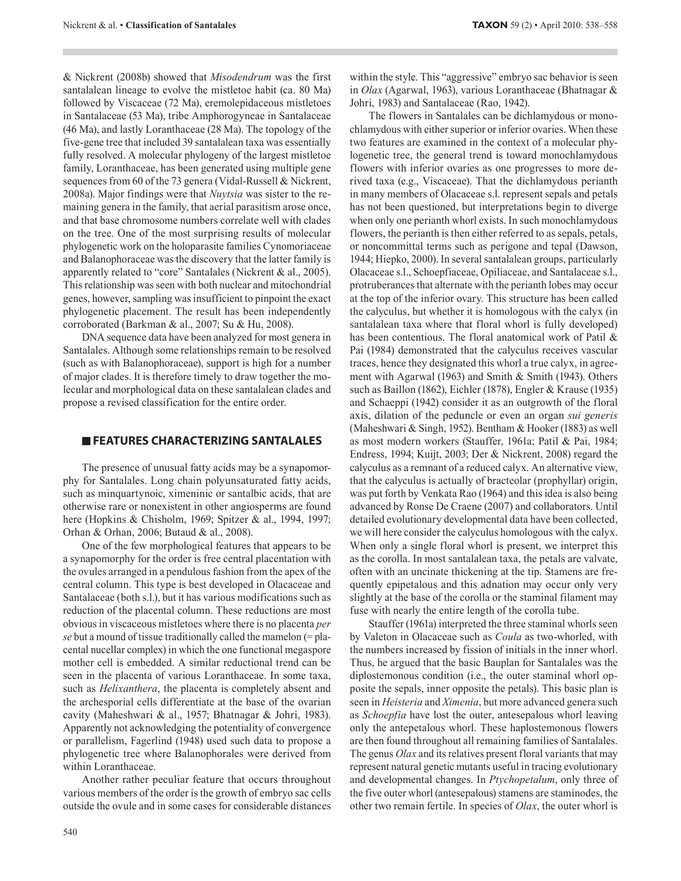& Nickrent (2008b) showed that *Misodendrum* was the first santalalean lineage to evolve the mistletoe habit (ca. 80 Ma) followed by Viscaceae (72 Ma), eremolepidaceous mistletoes in Santalaceae (53 Ma), tribe Amphorogyneae in Santalaceae (46 Ma), and lastly Loranthaceae (28 Ma). The topology of the five-gene tree that included 39 santalalean taxa was essentially fully resolved. A molecular phylogeny of the largest mistletoe family, Loranthaceae, has been generated using multiple gene sequences from 60 of the 73 genera (Vidal-Russell & Nickrent, 2008a). Major findings were that *Nuytsia* was sister to the remaining genera in the family, that aerial parasitism arose once, and that base chromosome numbers correlate well with clades on the tree. One of the most surprising results of molecular phylogenetic work on the holoparasite families Cynomoriaceae and Balanophoraceae was the discovery that the latter family is apparently related to "core" Santalales (Nickrent & al., 2005). This relationship was seen with both nuclear and mitochondrial genes, however, sampling was insufficient to pinpoint the exact phylogenetic placement. The result has been independently corroborated (Barkman & al., 2007; Su & Hu, 2008).

DNA sequence data have been analyzed for most genera in Santalales. Although some relationships remain to be resolved (such as with Balanophoraceae), support is high for a number of major clades. It is therefore timely to draw together the molecular and morphological data on these santalalean clades and propose a revised classification for the entire order.

## FEATURES CHARACTERIZING SANTALALES

The presence of unusual fatty acids may be a synapomorphy for Santalales. Long chain polyunsaturated fatty acids, such as minquartynoic, ximeninic or santalbic acids, that are otherwise rare or nonexistent in other angiosperms are found here (Hopkins & Chisholm, 1969; Spitzer & al., 1994, 1997; Orhan & Orhan, 2006; Butaud & al., 2008).

One of the few morphological features that appears to be a synapomorphy for the order is free central placentation with the ovules arranged in a pendulous fashion from the apex of the central column. This type is best developed in Olacaceae and Santalaceae (both s.l.), but it has various modifications such as reduction of the placental column. These reductions are most obvious in viscaceous mistletoes where there is no placenta *per se* but a mound of tissue traditionally called the mamelon (= placental nucellar complex) in which the one functional megaspore mother cell is embedded. A similar reductional trend can be seen in the placenta of various Loranthaceae. In some taxa, such as *Helixanthera*, the placenta is completely absent and the archesporial cells differentiate at the base of the ovarian cavity (Maheshwari & al., 1957; Bhatnagar & Johri, 1983). Apparently not acknowledging the potentiality of convergence or parallelism, Fagerlind (1948) used such data to propose a phylogenetic tree where Balanophorales were derived from within Loranthaceae.

Another rather peculiar feature that occurs throughout various members of the order is the growth of embryo sac cells outside the ovule and in some cases for considerable distances within the style. This "aggressive" embryo sac behavior is seen in *Olax* (Agarwal, 1963), various Loranthaceae (Bhatnagar & Johri, 1983) and Santalaceae (Rao, 1942).

The flowers in Santalales can be dichlamydous or monochlamydous with either superior or inferior ovaries. When these two features are examined in the context of a molecular phylogenetic tree, the general trend is toward monochlamydous flowers with inferior ovaries as one progresses to more derived taxa (e.g., Viscaceae). That the dichlamydous perianth in many members of Olacaceae s.l. represent sepals and petals has not been questioned, but interpretations begin to diverge when only one perianth whorl exists. In such monochlamydous flowers, the perianth is then either referred to as sepals, petals, or noncommittal terms such as perigone and tepal (Dawson, 1944; Hiepko, 2000). In several santalalean groups, particularly Olacaceae s.l., Schoepfiaceae, Opiliaceae, and Santalaceae s.l., protruberances that alternate with the perianth lobes may occur at the top of the inferior ovary. This structure has been called the calyculus, but whether it is homologous with the calyx (in santalalean taxa where that floral whorl is fully developed) has been contentious. The floral anatomical work of Patil & Pai (1984) demonstrated that the calyculus receives vascular traces, hence they designated this whorl a true calyx, in agreement with Agarwal (1963) and Smith & Smith (1943). Others such as Baillon (1862), Eichler (1878), Engler & Krause (1935) and Schaeppi (1942) consider it as an outgrowth of the floral axis, dilation of the peduncle or even an organ *sui generis* (Maheshwari & Singh, 1952). Bentham & Hooker (1883) as well as most modern workers (Stauffer, 1961a; Patil & Pai, 1984; Endress, 1994; Kuijt, 2003; Der & Nickrent, 2008) regard the calyculus as a remnant of a reduced calyx. An alternative view, that the calyculus is actually of bracteolar (prophyllar) origin, was put forth by Venkata Rao (1964) and this idea is also being advanced by Ronse De Craene (2007) and collaborators. Until detailed evolutionary developmental data have been collected, we will here consider the calyculus homologous with the calyx. When only a single floral whorl is present, we interpret this as the corolla. In most santalalean taxa, the petals are valvate, often with an uncinate thickening at the tip. Stamens are frequently epipetalous and this adnation may occur only very slightly at the base of the corolla or the staminal filament may fuse with nearly the entire length of the corolla tube.

Stauffer (1961a) interpreted the three staminal whorls seen by Valeton in Olacaceae such as *Coula* as two-whorled, with the numbers increased by fission of initials in the inner whorl. Thus, he argued that the basic Bauplan for Santalales was the diplostemonous condition (i.e., the outer staminal whorl opposite the sepals, inner opposite the petals). This basic plan is seen in *Heisteria* and *Ximenia*, but more advanced genera such as *Schoepfia* have lost the outer, antesepalous whorl leaving only the antepetalous whorl. These haplostemonous flowers are then found throughout all remaining families of Santalales. The genus *Olax* and its relatives present floral variants that may represent natural genetic mutants useful in tracing evolutionary and developmental changes. In *Ptychopetalum*, only three of the five outer whorl (antesepalous) stamens are staminodes, the other two remain fertile. In species of *Olax*, the outer whorl is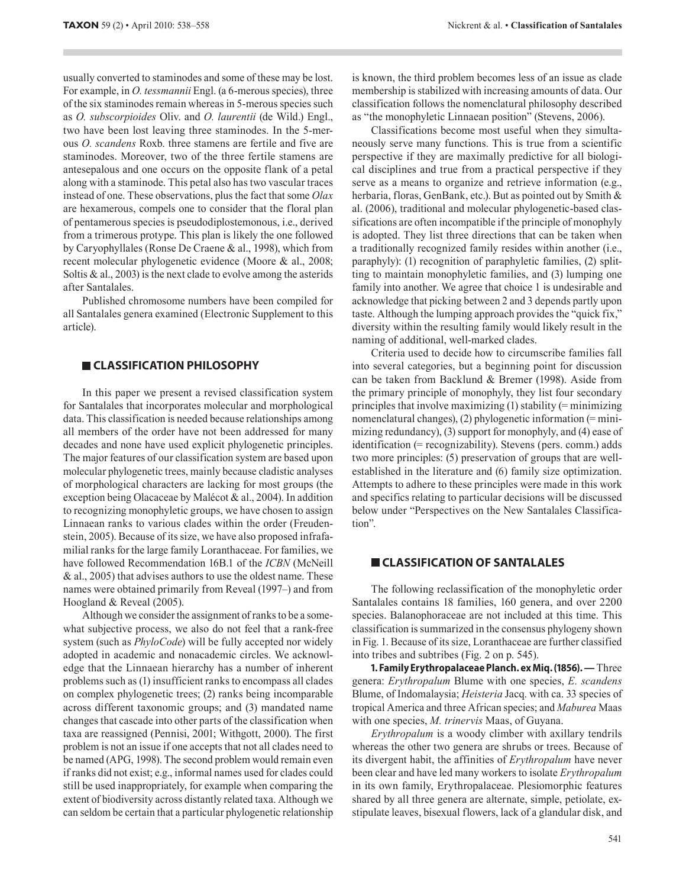usually converted to staminodes and some of these may be lost. For example, in *O. tessmannii* Engl. (a 6-merous species), three of the six staminodes remain whereas in 5-merous species such as *O. subscorpioides* Oliv. and *O. laurentii* (de Wild.) Engl., two have been lost leaving three staminodes. In the 5-merous *O. scandens* Roxb. three stamens are fertile and five are staminodes. Moreover, two of the three fertile stamens are antesepalous and one occurs on the opposite flank of a petal along with a staminode. This petal also has two vascular traces instead of one. These observations, plus the fact that some *Olax* are hexamerous, compels one to consider that the floral plan of pentamerous species is pseudodiplostemonous, i.e., derived from a trimerous protype. This plan is likely the one followed by Caryophyllales (Ronse De Craene & al., 1998), which from recent molecular phylogenetic evidence (Moore & al., 2008; Soltis & al., 2003) is the next clade to evolve among the asterids after Santalales.

Published chromosome numbers have been compiled for all Santalales genera examined (Electronic Supplement to this article).

## CLASSIFICATION PHILOSOPHY

In this paper we present a revised classification system for Santalales that incorporates molecular and morphological data. This classification is needed because relationships among all members of the order have not been addressed for many decades and none have used explicit phylogenetic principles. The major features of our classification system are based upon molecular phylogenetic trees, mainly because cladistic analyses of morphological characters are lacking for most groups (the exception being Olacaceae by Malécot & al., 2004). In addition to recognizing monophyletic groups, we have chosen to assign Linnaean ranks to various clades within the order (Freudenstein, 2005). Because of its size, we have also proposed infrafamilial ranks for the large family Loranthaceae. For families, we have followed Recommendation 16B.1 of the *ICBN* (McNeill & al., 2005) that advises authors to use the oldest name. These names were obtained primarily from Reveal (1997–) and from Hoogland & Reveal (2005).

Although we consider the assignment of ranks to be a somewhat subjective process, we also do not feel that a rank-free system (such as *PhyloCode*) will be fully accepted nor widely adopted in academic and nonacademic circles. We acknowledge that the Linnaean hierarchy has a number of inherent problems such as (1) insufficient ranks to encompass all clades on complex phylogenetic trees; (2) ranks being incomparable across different taxonomic groups; and (3) mandated name changes that cascade into other parts of the classification when taxa are reassigned (Pennisi, 2001; Withgott, 2000). The first problem is not an issue if one accepts that not all clades need to be named (APG, 1998). The second problem would remain even if ranks did not exist; e.g., informal names used for clades could still be used inappropriately, for example when comparing the extent of biodiversity across distantly related taxa. Although we can seldom be certain that a particular phylogenetic relationship is known, the third problem becomes less of an issue as clade membership is stabilized with increasing amounts of data. Our classification follows the nomenclatural philosophy described as "the monophyletic Linnaean position" (Stevens, 2006).

Classifications become most useful when they simultaneously serve many functions. This is true from a scientific perspective if they are maximally predictive for all biological disciplines and true from a practical perspective if they serve as a means to organize and retrieve information (e.g., herbaria, floras, GenBank, etc.). But as pointed out by Smith & al. (2006), traditional and molecular phylogenetic-based classifications are often incompatible if the principle of monophyly is adopted. They list three directions that can be taken when a traditionally recognized family resides within another (i.e., paraphyly): (1) recognition of paraphyletic families, (2) splitting to maintain monophyletic families, and (3) lumping one family into another. We agree that choice 1 is undesirable and acknowledge that picking between 2 and 3 depends partly upon taste. Although the lumping approach provides the "quick fix," diversity within the resulting family would likely result in the naming of additional, well-marked clades.

Criteria used to decide how to circumscribe families fall into several categories, but a beginning point for discussion can be taken from Backlund & Bremer (1998). Aside from the primary principle of monophyly, they list four secondary principles that involve maximizing (1) stability (= minimizing nomenclatural changes), (2) phylogenetic information (= minimizing redundancy), (3) support for monophyly, and (4) ease of identification (= recognizability). Stevens (pers. comm.) adds two more principles: (5) preservation of groups that are well-established in the literature and (6) family size optimization. Attempts to adhere to these principles were made in this work and specifics relating to particular decisions will be discussed below under "Perspectives on the New Santalales Classification".

## CLASSIFICATION OF SANTALALES

The following reclassification of the monophyletic order Santalales contains 18 families, 160 genera, and over 2200 species. Balanophoraceae are not included at this time. This classification is summarized in the consensus phylogeny shown in Fig. 1. Because of its size, Loranthaceae are further classified into tribes and subtribes (Fig. 2 on p. 545).

**1. Family Erythropalaceae Planch. ex Miq. (1856). —** Three genera: *Erythropalum* Blume with one species, *E. scandens* Blume, of Indomalaysia; *Heisteria* Jacq. with ca. 33 species of tropical America and three African species; and *Maburea* Maas with one species, *M. trinervis* Maas, of Guyana.

*Erythropalum* is a woody climber with axillary tendrils whereas the other two genera are shrubs or trees. Because of its divergent habit, the affinities of *Erythropalum* have never been clear and have led many workers to isolate *Erythropalum* in its own family, Erythropalaceae. Plesiomorphic features shared by all three genera are alternate, simple, petiolate, exstipulate leaves, bisexual flowers, lack of a glandular disk, and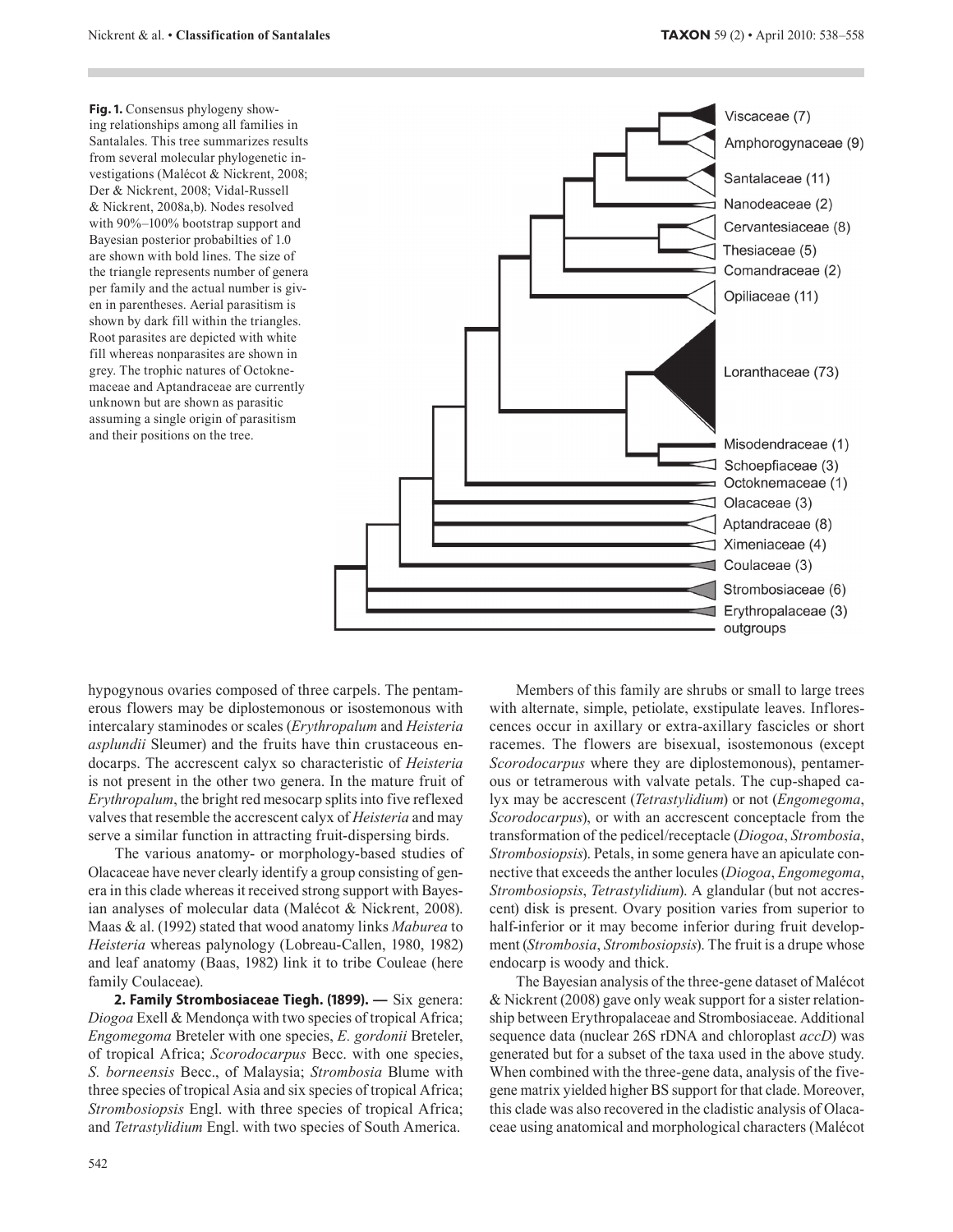**Fig. 1.** Consensus phylogeny showing relationships among all families in Santalales. This tree summarizes results from several molecular phylogenetic investigations (Malécot & Nickrent, 2008; Der & Nickrent, 2008; Vidal-Russell & Nickrent, 2008a,b). Nodes resolved with 90%–100% bootstrap support and Bayesian posterior probabilties of 1.0 are shown with bold lines. The size of the triangle represents number of genera per family and the actual number is given in parentheses. Aerial parasitism is shown by dark fill within the triangles. Root parasites are depicted with white fill whereas nonparasites are shown in grey. The trophic natures of Octoknemaceae and Aptandraceae are currently unknown but are shown as parasitic assuming a single origin of parasitism and their positions on the tree.

Viscaceae (7)
Amphorogynaceae (9)
Santalaceae (11)
Nanodeaceae (2)
Cervantesiaceae (8)
Thesiaceae (5)
Comandraceae (2)
Opiliaceae (11)
Loranthaceae (73)
Misodendraceae (1)
Schoepfiaceae (3)
Octoknemaceae (1)
Olacaceae (3)
Aptandraceae (8)
Ximeniaceae (4)
Coulaceae (3)
Strombosiaceae (6)
Erythropalaceae (3)
outgroups

hypogynous ovaries composed of three carpels. The pentamerous flowers may be diplostemonous or isostemonous with intercalary staminodes or scales (*Erythropalum* and *Heisteria asplundii* Sleumer) and the fruits have thin crustaceous endocarps. The accrescent calyx so characteristic of *Heisteria* is not present in the other two genera. In the mature fruit of *Erythropalum*, the bright red mesocarp splits into five reflexed valves that resemble the accrescent calyx of *Heisteria* and may serve a similar function in attracting fruit-dispersing birds.

The various anatomy- or morphology-based studies of Olacaceae have never clearly identify a group consisting of genera in this clade whereas it received strong support with Bayesian analyses of molecular data (Malécot & Nickrent, 2008). Maas & al. (1992) stated that wood anatomy links *Maburea* to *Heisteria* whereas palynology (Lobreau-Callen, 1980, 1982) and leaf anatomy (Baas, 1982) link it to tribe Couleae (here family Coulaceae).

**2. Family Strombosiaceae Tiegh. (1899). —** Six genera: *Diogoa* Exell & Mendonça with two species of tropical Africa; *Engomegoma* Breteler with one species, *E. gordonii* Breteler, of tropical Africa; *Scorodocarpus* Becc. with one species, *S. borneensis* Becc., of Malaysia; *Strombosia* Blume with three species of tropical Asia and six species of tropical Africa; *Strombosiopsis* Engl. with three species of tropical Africa; and *Tetrastylidium* Engl. with two species of South America.

Members of this family are shrubs or small to large trees with alternate, simple, petiolate, exstipulate leaves. Inflorescences occur in axillary or extra-axillary fascicles or short racemes. The flowers are bisexual, isostemonous (except *Scorodocarpus* where they are diplostemonous), pentamerous or tetramerous with valvate petals. The cup-shaped calyx may be accrescent (*Tetrastylidium*) or not (*Engomegoma*, *Scorodocarpus*), or with an accrescent conceptacle from the transformation of the pedicel/receptacle (*Diogoa*, *Strombosia*, *Strombosiopsis*). Petals, in some genera have an apiculate connective that exceeds the anther locules (*Diogoa*, *Engomegoma*, *Strombosiopsis*, *Tetrastylidium*). A glandular (but not accrescent) disk is present. Ovary position varies from superior to half-inferior or it may become inferior during fruit development (*Strombosia*, *Strombosiopsis*). The fruit is a drupe whose endocarp is woody and thick.

The Bayesian analysis of the three-gene dataset of Malécot & Nickrent (2008) gave only weak support for a sister relationship between Erythropalaceae and Strombosiaceae. Additional sequence data (nuclear 26S rDNA and chloroplast *accD*) was generated but for a subset of the taxa used in the above study. When combined with the three-gene data, analysis of the five-gene matrix yielded higher BS support for that clade. Moreover, this clade was also recovered in the cladistic analysis of Olacaceae using anatomical and morphological characters (Malécot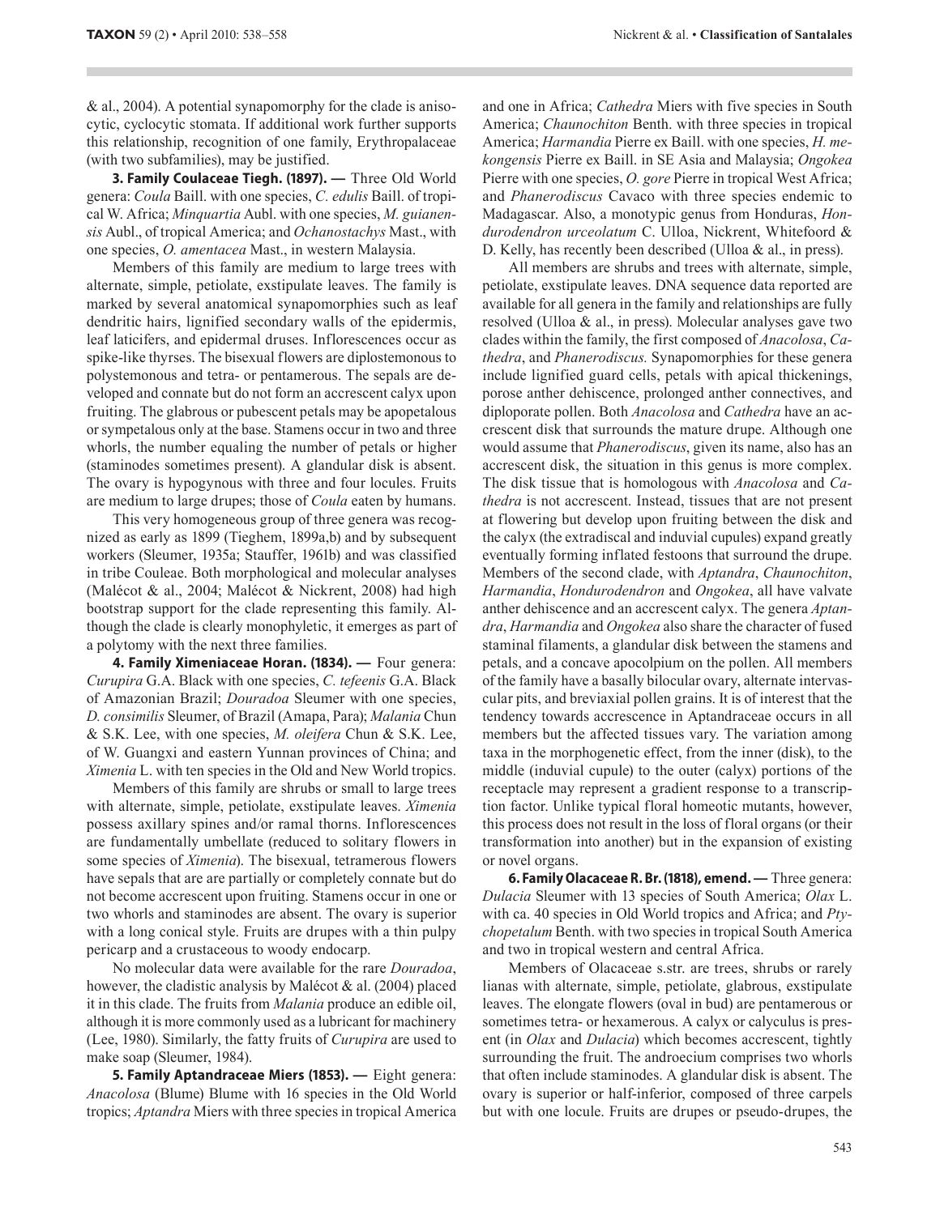& al., 2004). A potential synapomorphy for the clade is anisocytic, cyclocytic stomata. If additional work further supports this relationship, recognition of one family, Erythropalaceae (with two subfamilies), may be justified.

**3. Family Coulaceae Tiegh. (1897). —** Three Old World genera: *Coula* Baill. with one species, *C. edulis* Baill. of tropical W. Africa; *Minquartia* Aubl. with one species, *M. guianensis* Aubl., of tropical America; and *Ochanostachys* Mast., with one species, *O. amentacea* Mast., in western Malaysia.

Members of this family are medium to large trees with alternate, simple, petiolate, exstipulate leaves. The family is marked by several anatomical synapomorphies such as leaf dendritic hairs, lignified secondary walls of the epidermis, leaf laticifers, and epidermal druses. Inflorescences occur as spike-like thyrses. The bisexual flowers are diplostemonous to polystemonous and tetra- or pentamerous. The sepals are developed and connate but do not form an accrescent calyx upon fruiting. The glabrous or pubescent petals may be apopetalous or sympetalous only at the base. Stamens occur in two and three whorls, the number equaling the number of petals or higher (staminodes sometimes present). A glandular disk is absent. The ovary is hypogynous with three and four locules. Fruits are medium to large drupes; those of *Coula* eaten by humans.

This very homogeneous group of three genera was recognized as early as 1899 (Tieghem, 1899a,b) and by subsequent workers (Sleumer, 1935a; Stauffer, 1961b) and was classified in tribe Couleae. Both morphological and molecular analyses (Malécot & al., 2004; Malécot & Nickrent, 2008) had high bootstrap support for the clade representing this family. Although the clade is clearly monophyletic, it emerges as part of a polytomy with the next three families.

**4. Family Ximeniaceae Horan. (1834). —** Four genera: *Curupira* G.A. Black with one species, *C. tefeenis* G.A. Black of Amazonian Brazil; *Douradoa* Sleumer with one species, *D. consimilis* Sleumer, of Brazil (Amapa, Para); *Malania* Chun & S.K. Lee, with one species, *M. oleifera* Chun & S.K. Lee, of W. Guangxi and eastern Yunnan provinces of China; and *Ximenia* L. with ten species in the Old and New World tropics.

Members of this family are shrubs or small to large trees with alternate, simple, petiolate, exstipulate leaves. *Ximenia* possess axillary spines and/or ramal thorns. Inflorescences are fundamentally umbellate (reduced to solitary flowers in some species of *Ximenia*). The bisexual, tetramerous flowers have sepals that are are partially or completely connate but do not become accrescent upon fruiting. Stamens occur in one or two whorls and staminodes are absent. The ovary is superior with a long conical style. Fruits are drupes with a thin pulpy pericarp and a crustaceous to woody endocarp.

No molecular data were available for the rare *Douradoa*, however, the cladistic analysis by Malécot & al. (2004) placed it in this clade. The fruits from *Malania* produce an edible oil, although it is more commonly used as a lubricant for machinery (Lee, 1980). Similarly, the fatty fruits of *Curupira* are used to make soap (Sleumer, 1984).

**5. Family Aptandraceae Miers (1853). —** Eight genera: *Anacolosa* (Blume) Blume with 16 species in the Old World tropics; *Aptandra* Miers with three species in tropical America and one in Africa; *Cathedra* Miers with five species in South America; *Chaunochiton* Benth. with three species in tropical America; *Harmandia* Pierre ex Baill. with one species, *H. mekongensis* Pierre ex Baill. in SE Asia and Malaysia; *Ongokea* Pierre with one species, *O. gore* Pierre in tropical West Africa; and *Phanerodiscus* Cavaco with three species endemic to Madagascar. Also, a monotypic genus from Honduras, *Hondurodendron urceolatum* C. Ulloa, Nickrent, Whitefoord & D. Kelly, has recently been described (Ulloa & al., in press).

All members are shrubs and trees with alternate, simple, petiolate, exstipulate leaves. DNA sequence data reported are available for all genera in the family and relationships are fully resolved (Ulloa & al., in press). Molecular analyses gave two clades within the family, the first composed of *Anacolosa*, *Cathedra*, and *Phanerodiscus.* Synapomorphies for these genera include lignified guard cells, petals with apical thickenings, porose anther dehiscence, prolonged anther connectives, and diploporate pollen. Both *Anacolosa* and *Cathedra* have an accrescent disk that surrounds the mature drupe. Although one would assume that *Phanerodiscus*, given its name, also has an accrescent disk, the situation in this genus is more complex. The disk tissue that is homologous with *Anacolosa* and *Cathedra* is not accrescent. Instead, tissues that are not present at flowering but develop upon fruiting between the disk and the calyx (the extradiscal and induvial cupules) expand greatly eventually forming inflated festoons that surround the drupe. Members of the second clade, with *Aptandra*, *Chaunochiton*, *Harmandia*, *Hondurodendron* and *Ongokea*, all have valvate anther dehiscence and an accrescent calyx. The genera *Aptandra*, *Harmandia* and *Ongokea* also share the character of fused staminal filaments, a glandular disk between the stamens and petals, and a concave apocolpium on the pollen. All members of the family have a basally bilocular ovary, alternate intervascular pits, and breviaxial pollen grains. It is of interest that the tendency towards accrescence in Aptandraceae occurs in all members but the affected tissues vary. The variation among taxa in the morphogenetic effect, from the inner (disk), to the middle (induvial cupule) to the outer (calyx) portions of the receptacle may represent a gradient response to a transcription factor. Unlike typical floral homeotic mutants, however, this process does not result in the loss of floral organs (or their transformation into another) but in the expansion of existing or novel organs.

**6. Family Olacaceae R. Br. (1818), emend. —** Three genera: *Dulacia* Sleumer with 13 species of South America; *Olax* L. with ca. 40 species in Old World tropics and Africa; and *Ptychopetalum* Benth. with two species in tropical South America and two in tropical western and central Africa.

Members of Olacaceae s.str. are trees, shrubs or rarely lianas with alternate, simple, petiolate, glabrous, exstipulate leaves. The elongate flowers (oval in bud) are pentamerous or sometimes tetra- or hexamerous. A calyx or calyculus is present (in *Olax* and *Dulacia*) which becomes accrescent, tightly surrounding the fruit. The androecium comprises two whorls that often include staminodes. A glandular disk is absent. The ovary is superior or half-inferior, composed of three carpels but with one locule. Fruits are drupes or pseudo-drupes, the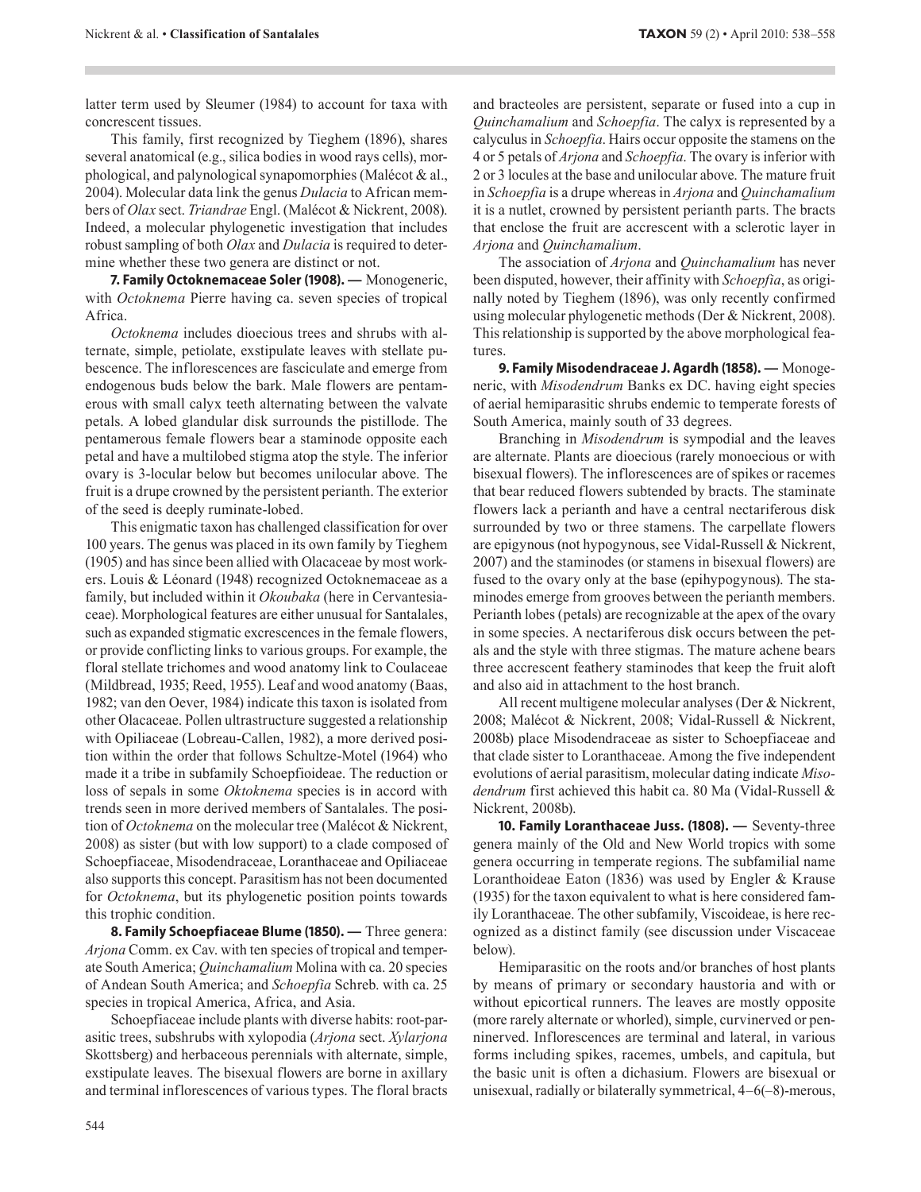latter term used by Sleumer (1984) to account for taxa with concrescent tissues.

This family, first recognized by Tieghem (1896), shares several anatomical (e.g., silica bodies in wood rays cells), morphological, and palynological synapomorphies (Malécot & al., 2004). Molecular data link the genus *Dulacia* to African members of *Olax* sect. *Triandrae* Engl. (Malécot & Nickrent, 2008). Indeed, a molecular phylogenetic investigation that includes robust sampling of both *Olax* and *Dulacia* is required to determine whether these two genera are distinct or not.

**7. Family Octoknemaceae Soler (1908). —** Monogeneric, with *Octoknema* Pierre having ca. seven species of tropical Africa.

*Octoknema* includes dioecious trees and shrubs with alternate, simple, petiolate, exstipulate leaves with stellate pubescence. The inflorescences are fasciculate and emerge from endogenous buds below the bark. Male flowers are pentamerous with small calyx teeth alternating between the valvate petals. A lobed glandular disk surrounds the pistillode. The pentamerous female flowers bear a staminode opposite each petal and have a multilobed stigma atop the style. The inferior ovary is 3-locular below but becomes unilocular above. The fruit is a drupe crowned by the persistent perianth. The exterior of the seed is deeply ruminate-lobed.

This enigmatic taxon has challenged classification for over 100 years. The genus was placed in its own family by Tieghem (1905) and has since been allied with Olacaceae by most workers. Louis & Léonard (1948) recognized Octoknemaceae as a family, but included within it *Okoubaka* (here in Cervantesiaceae). Morphological features are either unusual for Santalales, such as expanded stigmatic excrescences in the female flowers, or provide conflicting links to various groups. For example, the floral stellate trichomes and wood anatomy link to Coulaceae (Mildbread, 1935; Reed, 1955). Leaf and wood anatomy (Baas, 1982; van den Oever, 1984) indicate this taxon is isolated from other Olacaceae. Pollen ultrastructure suggested a relationship with Opiliaceae (Lobreau-Callen, 1982), a more derived position within the order that follows Schultze-Motel (1964) who made it a tribe in subfamily Schoepfioideae. The reduction or loss of sepals in some *Oktoknema* species is in accord with trends seen in more derived members of Santalales. The position of *Octoknema* on the molecular tree (Malécot & Nickrent, 2008) as sister (but with low support) to a clade composed of Schoepfiaceae, Misodendraceae, Loranthaceae and Opiliaceae also supports this concept. Parasitism has not been documented for *Octoknema*, but its phylogenetic position points towards this trophic condition.

**8. Family Schoepfiaceae Blume (1850). —** Three genera: *Arjona* Comm. ex Cav. with ten species of tropical and temperate South America; *Quinchamalium* Molina with ca. 20 species of Andean South America; and *Schoepfia* Schreb. with ca. 25 species in tropical America, Africa, and Asia.

Schoepfiaceae include plants with diverse habits: root-parasitic trees, subshrubs with xylopodia (*Arjona* sect. *Xylarjona* Skottsberg) and herbaceous perennials with alternate, simple, exstipulate leaves. The bisexual flowers are borne in axillary and terminal inflorescences of various types. The floral bracts and bracteoles are persistent, separate or fused into a cup in *Quinchamalium* and *Schoepfia*. The calyx is represented by a calyculus in *Schoepfia*. Hairs occur opposite the stamens on the 4 or 5 petals of *Arjona* and *Schoepfia*. The ovary is inferior with 2 or 3 locules at the base and unilocular above. The mature fruit in *Schoepfia* is a drupe whereas in *Arjona* and *Quinchamalium* it is a nutlet, crowned by persistent perianth parts. The bracts that enclose the fruit are accrescent with a sclerotic layer in *Arjona* and *Quinchamalium*.

The association of *Arjona* and *Quinchamalium* has never been disputed, however, their affinity with *Schoepfia*, as originally noted by Tieghem (1896), was only recently confirmed using molecular phylogenetic methods (Der & Nickrent, 2008). This relationship is supported by the above morphological features.

**9. Family Misodendraceae J. Agardh (1858). —** Monogeneric, with *Misodendrum* Banks ex DC. having eight species of aerial hemiparasitic shrubs endemic to temperate forests of South America, mainly south of 33 degrees.

Branching in *Misodendrum* is sympodial and the leaves are alternate. Plants are dioecious (rarely monoecious or with bisexual flowers). The inflorescences are of spikes or racemes that bear reduced flowers subtended by bracts. The staminate flowers lack a perianth and have a central nectariferous disk surrounded by two or three stamens. The carpellate flowers are epigynous (not hypogynous, see Vidal-Russell & Nickrent, 2007) and the staminodes (or stamens in bisexual flowers) are fused to the ovary only at the base (epihypogynous). The staminodes emerge from grooves between the perianth members. Perianth lobes (petals) are recognizable at the apex of the ovary in some species. A nectariferous disk occurs between the petals and the style with three stigmas. The mature achene bears three accrescent feathery staminodes that keep the fruit aloft and also aid in attachment to the host branch.

All recent multigene molecular analyses (Der & Nickrent, 2008; Malécot & Nickrent, 2008; Vidal-Russell & Nickrent, 2008b) place Misodendraceae as sister to Schoepfiaceae and that clade sister to Loranthaceae. Among the five independent evolutions of aerial parasitism, molecular dating indicate *Misodendrum* first achieved this habit ca. 80 Ma (Vidal-Russell & Nickrent, 2008b).

**10. Family Loranthaceae Juss. (1808). —** Seventy-three genera mainly of the Old and New World tropics with some genera occurring in temperate regions. The subfamilial name Loranthoideae Eaton (1836) was used by Engler & Krause (1935) for the taxon equivalent to what is here considered family Loranthaceae. The other subfamily, Viscoideae, is here recognized as a distinct family (see discussion under Viscaceae below).

Hemiparasitic on the roots and/or branches of host plants by means of primary or secondary haustoria and with or without epicortical runners. The leaves are mostly opposite (more rarely alternate or whorled), simple, curvinerved or penninerved. Inflorescences are terminal and lateral, in various forms including spikes, racemes, umbels, and capitula, but the basic unit is often a dichasium. Flowers are bisexual or unisexual, radially or bilaterally symmetrical, 4–6(–8)-merous,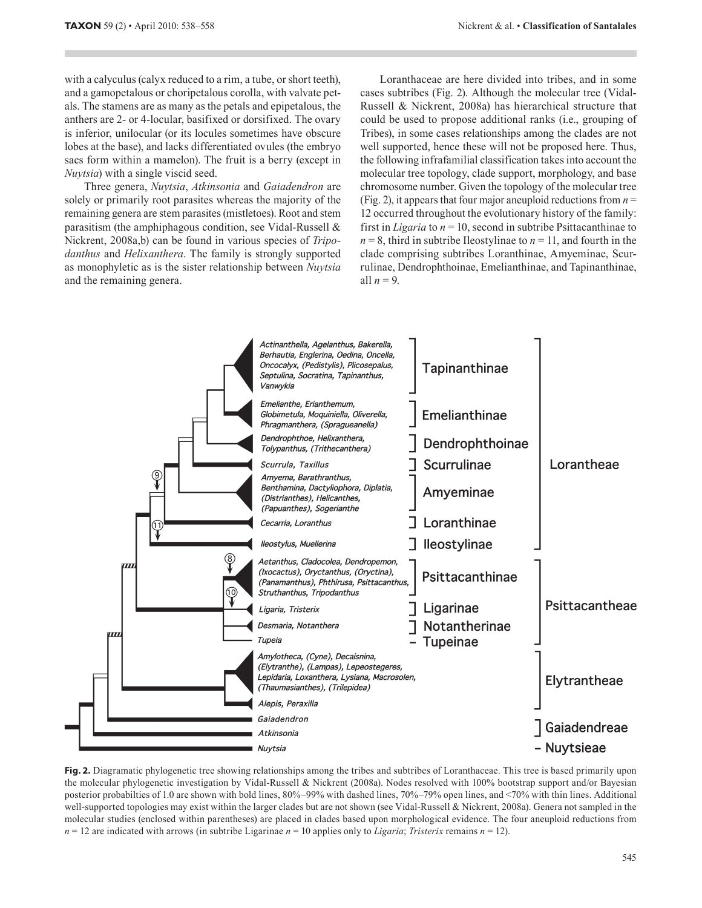with a calyculus (calyx reduced to a rim, a tube, or short teeth), and a gamopetalous or choripetalous corolla, with valvate petals. The stamens are as many as the petals and epipetalous, the anthers are 2- or 4-locular, basifixed or dorsifixed. The ovary is inferior, unilocular (or its locules sometimes have obscure lobes at the base), and lacks differentiated ovules (the embryo sacs form within a mamelon). The fruit is a berry (except in *Nuytsia*) with a single viscid seed.

Three genera, *Nuytsia*, *Atkinsonia* and *Gaiadendron* are solely or primarily root parasites whereas the majority of the remaining genera are stem parasites (mistletoes). Root and stem parasitism (the amphiphagous condition, see Vidal-Russell & Nickrent, 2008a,b) can be found in various species of *Tripodanthus* and *Helixanthera*. The family is strongly supported as monophyletic as is the sister relationship between *Nuytsia* and the remaining genera.

Loranthaceae are here divided into tribes, and in some cases subtribes (Fig. 2). Although the molecular tree (Vidal-Russell & Nickrent, 2008a) has hierarchical structure that could be used to propose additional ranks (i.e., grouping of Tribes), in some cases relationships among the clades are not well supported, hence these will not be proposed here. Thus, the following infrafamilial classification takes into account the molecular tree topology, clade support, morphology, and base chromosome number. Given the topology of the molecular tree (Fig. 2), it appears that four major aneuploid reductions from $n = 12$ occurred throughout the evolutionary history of the family: first in *Ligaria* to $n = 10$, second in subtribe Psittacanthinae to $n = 8$, third in subtribe Ileostylinae to $n = 11$, and fourth in the clade comprising subtribes Loranthinae, Amyeminae, Scurrulinae, Dendrophthoinae, Emelianthinae, and Tapinanthinae, all $n = 9$.

**Fig. 2.** Diagramatic phylogenetic tree showing relationships among the tribes and subtribes of Loranthaceae. This tree is based primarily upon the molecular phylogenetic investigation by Vidal-Russell & Nickrent (2008a). Nodes resolved with 100% bootstrap support and/or Bayesian posterior probabilties of 1.0 are shown with bold lines, 80%–99% with dashed lines, 70%–79% open lines, and <70% with thin lines. Additional well-supported topologies may exist within the larger clades but are not shown (see Vidal-Russell & Nickrent, 2008a). Genera not sampled in the molecular studies (enclosed within parentheses) are placed in clades based upon morphological evidence. The four aneuploid reductions from $n = 12$ are indicated with arrows (in subtribe Ligarinae $n = 10$ applies only to *Ligaria*; *Tristerix* remains $n = 12$).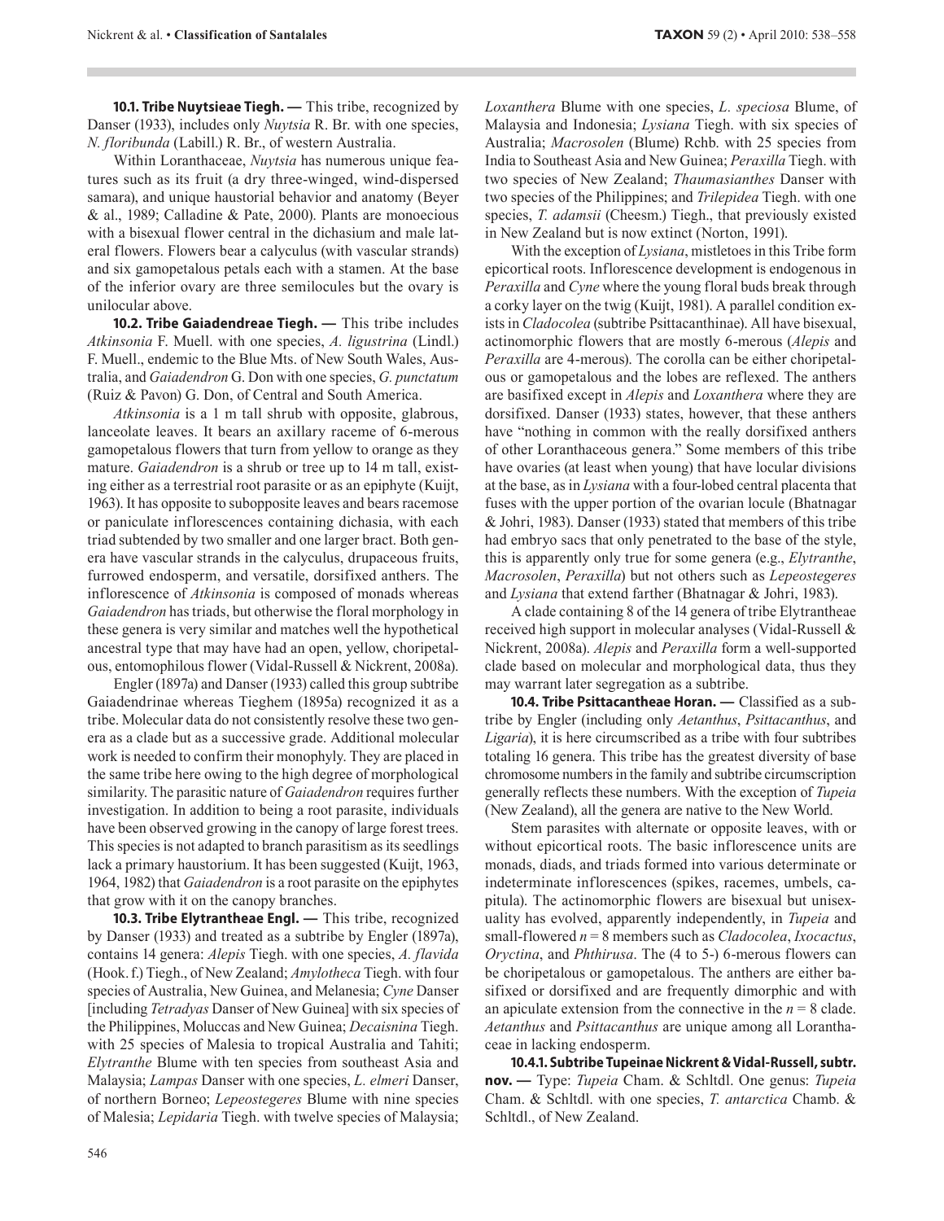**10.1. Tribe Nuytsieae Tiegh. —** This tribe, recognized by Danser (1933), includes only *Nuytsia* R. Br. with one species, *N. floribunda* (Labill.) R. Br., of western Australia.

Within Loranthaceae, *Nuytsia* has numerous unique features such as its fruit (a dry three-winged, wind-dispersed samara), and unique haustorial behavior and anatomy (Beyer & al., 1989; Calladine & Pate, 2000). Plants are monoecious with a bisexual flower central in the dichasium and male lateral flowers. Flowers bear a calyculus (with vascular strands) and six gamopetalous petals each with a stamen. At the base of the inferior ovary are three semilocules but the ovary is unilocular above.

**10.2. Tribe Gaiadendreae Tiegh. —** This tribe includes *Atkinsonia* F. Muell. with one species, *A. ligustrina* (Lindl.) F. Muell., endemic to the Blue Mts. of New South Wales, Australia, and *Gaiadendron* G. Don with one species, *G. punctatum* (Ruiz & Pavon) G. Don, of Central and South America.

*Atkinsonia* is a 1 m tall shrub with opposite, glabrous, lanceolate leaves. It bears an axillary raceme of 6-merous gamopetalous flowers that turn from yellow to orange as they mature. *Gaiadendron* is a shrub or tree up to 14 m tall, existing either as a terrestrial root parasite or as an epiphyte (Kuijt, 1963). It has opposite to subopposite leaves and bears racemose or paniculate inflorescences containing dichasia, with each triad subtended by two smaller and one larger bract. Both genera have vascular strands in the calyculus, drupaceous fruits, furrowed endosperm, and versatile, dorsifixed anthers. The inflorescence of *Atkinsonia* is composed of monads whereas *Gaiadendron* has triads, but otherwise the floral morphology in these genera is very similar and matches well the hypothetical ancestral type that may have had an open, yellow, choripetalous, entomophilous flower (Vidal-Russell & Nickrent, 2008a).

Engler (1897a) and Danser (1933) called this group subtribe Gaiadendrinae whereas Tieghem (1895a) recognized it as a tribe. Molecular data do not consistently resolve these two genera as a clade but as a successive grade. Additional molecular work is needed to confirm their monophyly. They are placed in the same tribe here owing to the high degree of morphological similarity. The parasitic nature of *Gaiadendron* requires further investigation. In addition to being a root parasite, individuals have been observed growing in the canopy of large forest trees. This species is not adapted to branch parasitism as its seedlings lack a primary haustorium. It has been suggested (Kuijt, 1963, 1964, 1982) that *Gaiadendron* is a root parasite on the epiphytes that grow with it on the canopy branches.

**10.3. Tribe Elytrantheae Engl. —** This tribe, recognized by Danser (1933) and treated as a subtribe by Engler (1897a), contains 14 genera: *Alepis* Tiegh. with one species, *A. flavida* (Hook. f.) Tiegh., of New Zealand; *Amylotheca* Tiegh. with four species of Australia, New Guinea, and Melanesia; *Cyne* Danser [including *Tetradyas* Danser of New Guinea] with six species of the Philippines, Moluccas and New Guinea; *Decaisnina* Tiegh. with 25 species of Malesia to tropical Australia and Tahiti; *Elytranthe* Blume with ten species from southeast Asia and Malaysia; *Lampas* Danser with one species, *L. elmeri* Danser, of northern Borneo; *Lepeostegeres* Blume with nine species of Malesia; *Lepidaria* Tiegh. with twelve species of Malaysia; *Loxanthera* Blume with one species, *L. speciosa* Blume, of Malaysia and Indonesia; *Lysiana* Tiegh. with six species of Australia; *Macrosolen* (Blume) Rchb. with 25 species from India to Southeast Asia and New Guinea; *Peraxilla* Tiegh. with two species of New Zealand; *Thaumasianthes* Danser with two species of the Philippines; and *Trilepidea* Tiegh. with one species, *T. adamsii* (Cheesm.) Tiegh., that previously existed in New Zealand but is now extinct (Norton, 1991).

With the exception of *Lysiana*, mistletoes in this Tribe form epicortical roots. Inflorescence development is endogenous in *Peraxilla* and *Cyne* where the young floral buds break through a corky layer on the twig (Kuijt, 1981). A parallel condition exists in *Cladocolea* (subtribe Psittacanthinae). All have bisexual, actinomorphic flowers that are mostly 6-merous (*Alepis* and *Peraxilla* are 4-merous). The corolla can be either choripetalous or gamopetalous and the lobes are reflexed. The anthers are basifixed except in *Alepis* and *Loxanthera* where they are dorsifixed. Danser (1933) states, however, that these anthers have "nothing in common with the really dorsifixed anthers of other Loranthaceous genera." Some members of this tribe have ovaries (at least when young) that have locular divisions at the base, as in *Lysiana* with a four-lobed central placenta that fuses with the upper portion of the ovarian locule (Bhatnagar & Johri, 1983). Danser (1933) stated that members of this tribe had embryo sacs that only penetrated to the base of the style, this is apparently only true for some genera (e.g., *Elytranthe*, *Macrosolen*, *Peraxilla*) but not others such as *Lepeostegeres* and *Lysiana* that extend farther (Bhatnagar & Johri, 1983).

A clade containing 8 of the 14 genera of tribe Elytrantheae received high support in molecular analyses (Vidal-Russell & Nickrent, 2008a). *Alepis* and *Peraxilla* form a well-supported clade based on molecular and morphological data, thus they may warrant later segregation as a subtribe.

**10.4. Tribe Psittacantheae Horan. —** Classified as a subtribe by Engler (including only *Aetanthus*, *Psittacanthus*, and *Ligaria*), it is here circumscribed as a tribe with four subtribes totaling 16 genera. This tribe has the greatest diversity of base chromosome numbers in the family and subtribe circumscription generally reflects these numbers. With the exception of *Tupeia* (New Zealand), all the genera are native to the New World.

Stem parasites with alternate or opposite leaves, with or without epicortical roots. The basic inflorescence units are monads, diads, and triads formed into various determinate or indeterminate inflorescences (spikes, racemes, umbels, capitula). The actinomorphic flowers are bisexual but unisexuality has evolved, apparently independently, in *Tupeia* and small-flowered $n = 8$ members such as *Cladocolea*, *Ixocactus*, *Oryctina*, and *Phthirusa*. The (4 to 5-) 6-merous flowers can be choripetalous or gamopetalous. The anthers are either basifixed or dorsifixed and are frequently dimorphic and with an apiculate extension from the connective in the $n = 8$ clade. *Aetanthus* and *Psittacanthus* are unique among all Loranthaceae in lacking endosperm.

**10.4.1. Subtribe Tupeinae Nickrent & Vidal-Russell, subtr. nov. —** Type: *Tupeia* Cham. & Schltdl. One genus: *Tupeia* Cham. & Schltdl. with one species, *T. antarctica* Chamb. & Schltdl., of New Zealand.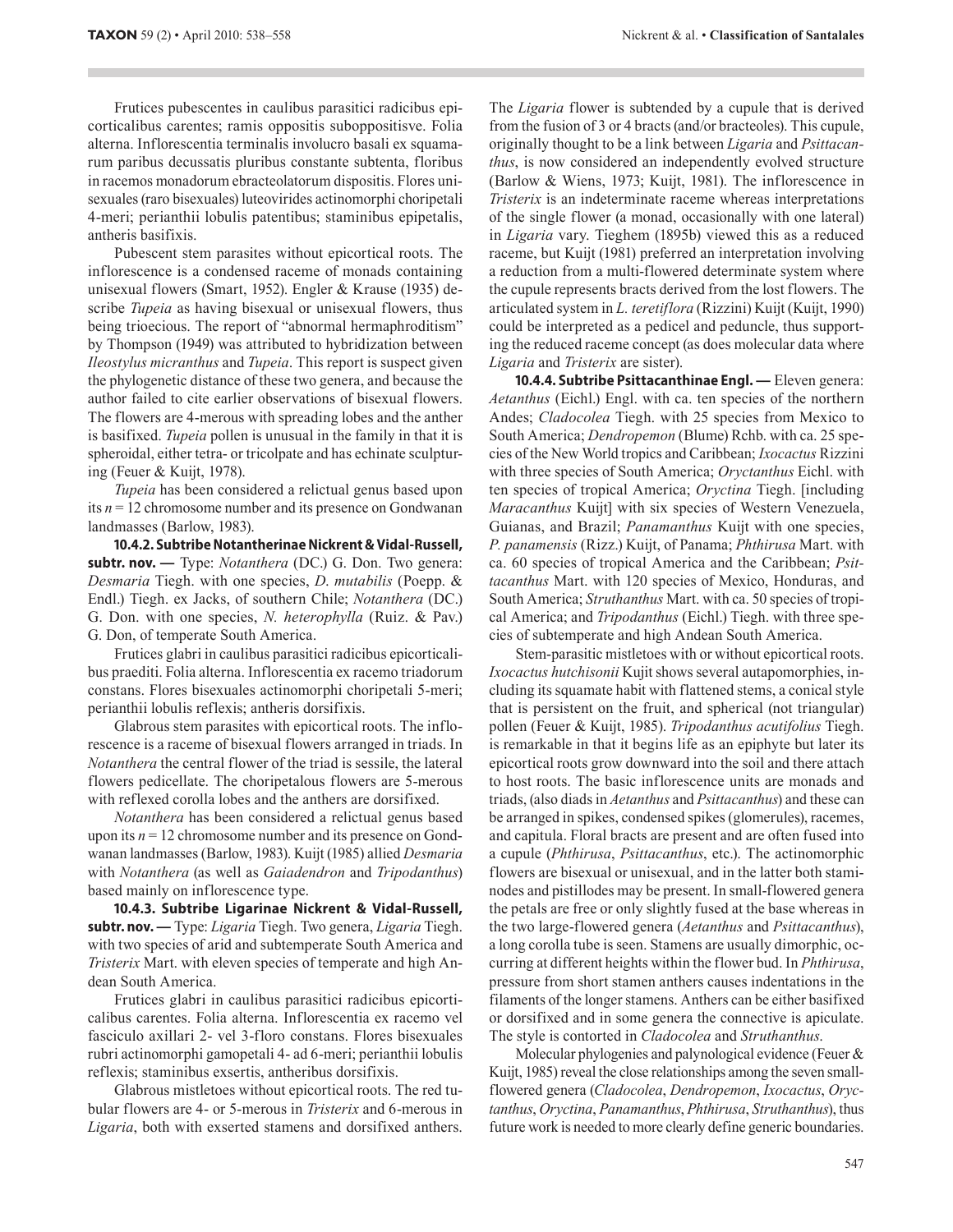Frutices pubescentes in caulibus parasitici radicibus epicorticalibus carentes; ramis oppositis suboppositisve. Folia alterna. Inflorescentia terminalis involucro basali ex squamarum paribus decussatis pluribus constante subtenta, floribus in racemos monadorum ebracteolatorum dispositis. Flores unisexuales (raro bisexuales) luteovirides actinomorphi choripetali 4-meri; perianthii lobulis patentibus; staminibus epipetalis, antheris basifixis.

Pubescent stem parasites without epicortical roots. The inflorescence is a condensed raceme of monads containing unisexual flowers (Smart, 1952). Engler & Krause (1935) describe *Tupeia* as having bisexual or unisexual flowers, thus being trioecious. The report of "abnormal hermaphroditism" by Thompson (1949) was attributed to hybridization between *Ileostylus micranthus* and *Tupeia*. This report is suspect given the phylogenetic distance of these two genera, and because the author failed to cite earlier observations of bisexual flowers. The flowers are 4-merous with spreading lobes and the anther is basifixed. *Tupeia* pollen is unusual in the family in that it is spheroidal, either tetra- or tricolpate and has echinate sculpturing (Feuer & Kuijt, 1978).

*Tupeia* has been considered a relictual genus based upon its $n = 12$ chromosome number and its presence on Gondwanan landmasses (Barlow, 1983).

**10.4.2. Subtribe Notantherinae Nickrent & Vidal-Russell, subtr. nov. —** Type: *Notanthera* (DC.) G. Don. Two genera: *Desmaria* Tiegh. with one species, *D. mutabilis* (Poepp. & Endl.) Tiegh. ex Jacks, of southern Chile; *Notanthera* (DC.) G. Don. with one species, *N. heterophylla* (Ruiz. & Pav.) G. Don, of temperate South America.

Frutices glabri in caulibus parasitici radicibus epicorticalibus praediti. Folia alterna. Inflorescentia ex racemo triadorum constans. Flores bisexuales actinomorphi choripetali 5-meri; perianthii lobulis reflexis; antheris dorsifixis.

Glabrous stem parasites with epicortical roots. The inflorescence is a raceme of bisexual flowers arranged in triads. In *Notanthera* the central flower of the triad is sessile, the lateral flowers pedicellate. The choripetalous flowers are 5-merous with reflexed corolla lobes and the anthers are dorsifixed.

*Notanthera* has been considered a relictual genus based upon its $n = 12$ chromosome number and its presence on Gondwanan landmasses (Barlow, 1983). Kuijt (1985) allied *Desmaria* with *Notanthera* (as well as *Gaiadendron* and *Tripodanthus*) based mainly on inflorescence type.

**10.4.3. Subtribe Ligarinae Nickrent & Vidal-Russell, subtr. nov. —** Type: *Ligaria* Tiegh. Two genera, *Ligaria* Tiegh. with two species of arid and subtemperate South America and *Tristerix* Mart. with eleven species of temperate and high Andean South America.

Frutices glabri in caulibus parasitici radicibus epicorticalibus carentes. Folia alterna. Inflorescentia ex racemo vel fasciculo axillari 2- vel 3-floro constans. Flores bisexuales rubri actinomorphi gamopetali 4- ad 6-meri; perianthii lobulis reflexis; staminibus exsertis, antheribus dorsifixis.

Glabrous mistletoes without epicortical roots. The red tubular flowers are 4- or 5-merous in *Tristerix* and 6-merous in *Ligaria*, both with exserted stamens and dorsifixed anthers. The *Ligaria* flower is subtended by a cupule that is derived from the fusion of 3 or 4 bracts (and/or bracteoles). This cupule, originally thought to be a link between *Ligaria* and *Psittacanthus*, is now considered an independently evolved structure (Barlow & Wiens, 1973; Kuijt, 1981). The inflorescence in *Tristerix* is an indeterminate raceme whereas interpretations of the single flower (a monad, occasionally with one lateral) in *Ligaria* vary. Tieghem (1895b) viewed this as a reduced raceme, but Kuijt (1981) preferred an interpretation involving a reduction from a multi-flowered determinate system where the cupule represents bracts derived from the lost flowers. The articulated system in *L. teretiflora* (Rizzini) Kuijt (Kuijt, 1990) could be interpreted as a pedicel and peduncle, thus supporting the reduced raceme concept (as does molecular data where *Ligaria* and *Tristerix* are sister).

**10.4.4. Subtribe Psittacanthinae Engl. —** Eleven genera: *Aetanthus* (Eichl.) Engl. with ca. ten species of the northern Andes; *Cladocolea* Tiegh. with 25 species from Mexico to South America; *Dendropemon* (Blume) Rchb. with ca. 25 species of the New World tropics and Caribbean; *Ixocactus* Rizzini with three species of South America; *Oryctanthus* Eichl. with ten species of tropical America; *Oryctina* Tiegh. [including *Maracanthus* Kuijt] with six species of Western Venezuela, Guianas, and Brazil; *Panamanthus* Kuijt with one species, *P. panamensis* (Rizz.) Kuijt, of Panama; *Phthirusa* Mart. with ca. 60 species of tropical America and the Caribbean; *Psittacanthus* Mart. with 120 species of Mexico, Honduras, and South America; *Struthanthus* Mart. with ca. 50 species of tropical America; and *Tripodanthus* (Eichl.) Tiegh. with three species of subtemperate and high Andean South America.

Stem-parasitic mistletoes with or without epicortical roots. *Ixocactus hutchisonii* Kujit shows several autapomorphies, including its squamate habit with flattened stems, a conical style that is persistent on the fruit, and spherical (not triangular) pollen (Feuer & Kuijt, 1985). *Tripodanthus acutifolius* Tiegh. is remarkable in that it begins life as an epiphyte but later its epicortical roots grow downward into the soil and there attach to host roots. The basic inflorescence units are monads and triads, (also diads in *Aetanthus* and *Psittacanthus*) and these can be arranged in spikes, condensed spikes (glomerules), racemes, and capitula. Floral bracts are present and are often fused into a cupule (*Phthirusa*, *Psittacanthus*, etc.). The actinomorphic flowers are bisexual or unisexual, and in the latter both staminodes and pistillodes may be present. In small-flowered genera the petals are free or only slightly fused at the base whereas in the two large-flowered genera (*Aetanthus* and *Psittacanthus*), a long corolla tube is seen. Stamens are usually dimorphic, occurring at different heights within the flower bud. In *Phthirusa*, pressure from short stamen anthers causes indentations in the filaments of the longer stamens. Anthers can be either basifixed or dorsifixed and in some genera the connective is apiculate. The style is contorted in *Cladocolea* and *Struthanthus*.

Molecular phylogenies and palynological evidence (Feuer & Kuijt, 1985) reveal the close relationships among the seven small-flowered genera (*Cladocolea*, *Dendropemon*, *Ixocactus*, *Oryctanthus*, *Oryctina*, *Panamanthus*, *Phthirusa*, *Struthanthus*), thus future work is needed to more clearly define generic boundaries.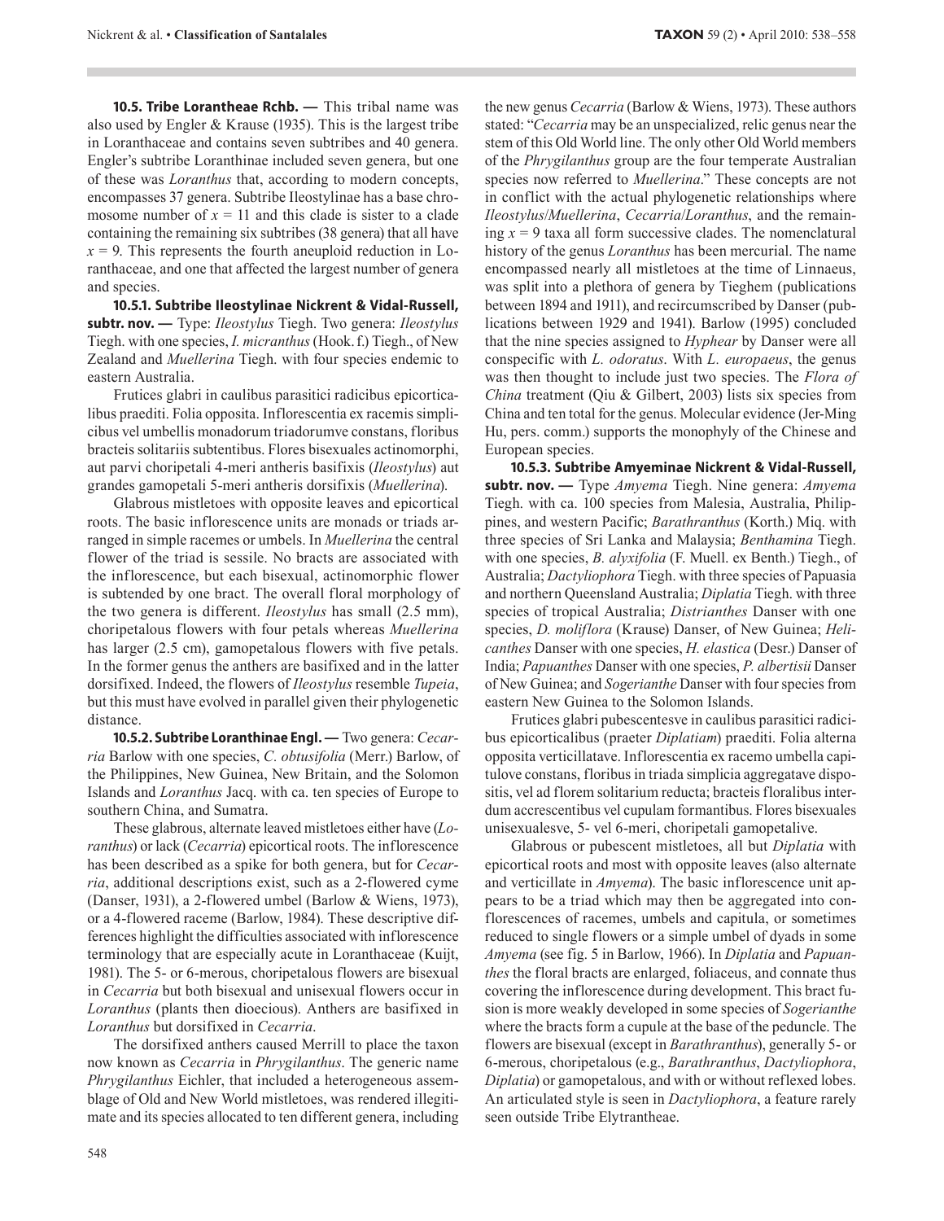**10.5. Tribe Lorantheae Rchb. —** This tribal name was also used by Engler & Krause (1935). This is the largest tribe in Loranthaceae and contains seven subtribes and 40 genera. Engler's subtribe Loranthinae included seven genera, but one of these was *Loranthus* that, according to modern concepts, encompasses 37 genera. Subtribe Ileostylinae has a base chromosome number of $x = 11$ and this clade is sister to a clade containing the remaining six subtribes (38 genera) that all have $x = 9$. This represents the fourth aneuploid reduction in Loranthaceae, and one that affected the largest number of genera and species.

**10.5.1. Subtribe Ileostylinae Nickrent & Vidal-Russell, subtr. nov. —** Type: *Ileostylus* Tiegh. Two genera: *Ileostylus* Tiegh. with one species, *I. micranthus* (Hook. f.) Tiegh., of New Zealand and *Muellerina* Tiegh. with four species endemic to eastern Australia.

Frutices glabri in caulibus parasitici radicibus epicorticalibus praediti. Folia opposita. Inflorescentia ex racemis simplicibus vel umbellis monadorum triadorumve constans, floribus bracteis solitariis subtentibus. Flores bisexuales actinomorphi, aut parvi choripetali 4-meri antheris basifixis (*Ileostylus*) aut grandes gamopetali 5-meri antheris dorsifixis (*Muellerina*).

Glabrous mistletoes with opposite leaves and epicortical roots. The basic inflorescence units are monads or triads arranged in simple racemes or umbels. In *Muellerina* the central flower of the triad is sessile. No bracts are associated with the inflorescence, but each bisexual, actinomorphic flower is subtended by one bract. The overall floral morphology of the two genera is different. *Ileostylus* has small (2.5 mm), choripetalous flowers with four petals whereas *Muellerina* has larger (2.5 cm), gamopetalous flowers with five petals. In the former genus the anthers are basifixed and in the latter dorsifixed. Indeed, the flowers of *Ileostylus* resemble *Tupeia*, but this must have evolved in parallel given their phylogenetic distance.

**10.5.2. Subtribe Loranthinae Engl. —** Two genera: *Cecarria* Barlow with one species, *C. obtusifolia* (Merr.) Barlow, of the Philippines, New Guinea, New Britain, and the Solomon Islands and *Loranthus* Jacq. with ca. ten species of Europe to southern China, and Sumatra.

These glabrous, alternate leaved mistletoes either have (*Loranthus*) or lack (*Cecarria*) epicortical roots. The inflorescence has been described as a spike for both genera, but for *Cecarria*, additional descriptions exist, such as a 2-flowered cyme (Danser, 1931), a 2-flowered umbel (Barlow & Wiens, 1973), or a 4-flowered raceme (Barlow, 1984). These descriptive differences highlight the difficulties associated with inflorescence terminology that are especially acute in Loranthaceae (Kuijt, 1981). The 5- or 6-merous, choripetalous flowers are bisexual in *Cecarria* but both bisexual and unisexual flowers occur in *Loranthus* (plants then dioecious). Anthers are basifixed in *Loranthus* but dorsifixed in *Cecarria*.

The dorsifixed anthers caused Merrill to place the taxon now known as *Cecarria* in *Phrygilanthus*. The generic name *Phrygilanthus* Eichler, that included a heterogeneous assemblage of Old and New World mistletoes, was rendered illegitimate and its species allocated to ten different genera, including the new genus *Cecarria* (Barlow & Wiens, 1973). These authors stated: "*Cecarria* may be an unspecialized, relic genus near the stem of this Old World line. The only other Old World members of the *Phrygilanthus* group are the four temperate Australian species now referred to *Muellerina*." These concepts are not in conflict with the actual phylogenetic relationships where *Ileostylus*/*Muellerina*, *Cecarria*/*Loranthus*, and the remaining $x = 9$ taxa all form successive clades. The nomenclatural history of the genus *Loranthus* has been mercurial. The name encompassed nearly all mistletoes at the time of Linnaeus, was split into a plethora of genera by Tieghem (publications between 1894 and 1911), and recircumscribed by Danser (publications between 1929 and 1941). Barlow (1995) concluded that the nine species assigned to *Hyphear* by Danser were all conspecific with *L. odoratus*. With *L. europaeus*, the genus was then thought to include just two species. The *Flora of China* treatment (Qiu & Gilbert, 2003) lists six species from China and ten total for the genus. Molecular evidence (Jer-Ming Hu, pers. comm.) supports the monophyly of the Chinese and European species.

**10.5.3. Subtribe Amyeminae Nickrent & Vidal-Russell, subtr. nov. —** Type *Amyema* Tiegh. Nine genera: *Amyema* Tiegh. with ca. 100 species from Malesia, Australia, Philippines, and western Pacific; *Barathranthus* (Korth.) Miq. with three species of Sri Lanka and Malaysia; *Benthamina* Tiegh. with one species, *B. alyxifolia* (F. Muell. ex Benth.) Tiegh., of Australia; *Dactyliophora* Tiegh. with three species of Papuasia and northern Queensland Australia; *Diplatia* Tiegh. with three species of tropical Australia; *Distrianthes* Danser with one species, *D. moliflora* (Krause) Danser, of New Guinea; *Helicanthes* Danser with one species, *H. elastica* (Desr.) Danser of India; *Papuanthes* Danser with one species, *P. albertisii* Danser of New Guinea; and *Sogerianthe* Danser with four species from eastern New Guinea to the Solomon Islands.

Frutices glabri pubescentesve in caulibus parasitici radicibus epicorticalibus (praeter *Diplatiam*) praediti. Folia alterna opposita verticillatave. Inflorescentia ex racemo umbella capitulove constans, floribus in triada simplicia aggregatave dispositis, vel ad florem solitarium reducta; bracteis floralibus interdum accrescentibus vel cupulam formantibus. Flores bisexuales unisexualesve, 5- vel 6-meri, choripetali gamopetalive.

Glabrous or pubescent mistletoes, all but *Diplatia* with epicortical roots and most with opposite leaves (also alternate and verticillate in *Amyema*). The basic inflorescence unit appears to be a triad which may then be aggregated into conflorescences of racemes, umbels and capitula, or sometimes reduced to single flowers or a simple umbel of dyads in some *Amyema* (see fig. 5 in Barlow, 1966). In *Diplatia* and *Papuanthes* the floral bracts are enlarged, foliaceus, and connate thus covering the inflorescence during development. This bract fusion is more weakly developed in some species of *Sogerianthe* where the bracts form a cupule at the base of the peduncle. The flowers are bisexual (except in *Barathranthus*), generally 5- or 6-merous, choripetalous (e.g., *Barathranthus*, *Dactyliophora*, *Diplatia*) or gamopetalous, and with or without reflexed lobes. An articulated style is seen in *Dactyliophora*, a feature rarely seen outside Tribe Elytrantheae.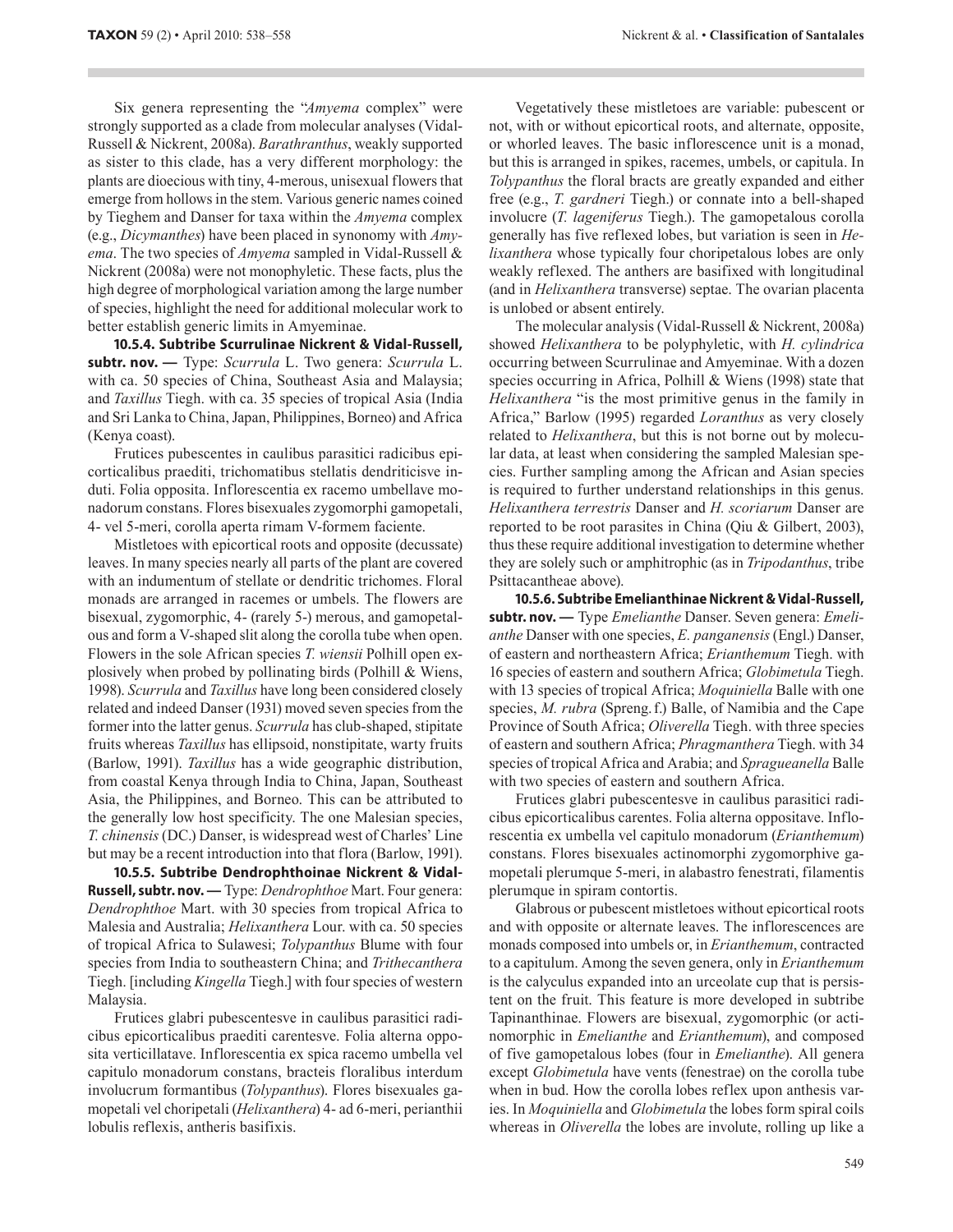Six genera representing the "*Amyema* complex" were strongly supported as a clade from molecular analyses (Vidal-Russell & Nickrent, 2008a). *Barathranthus*, weakly supported as sister to this clade, has a very different morphology: the plants are dioecious with tiny, 4-merous, unisexual flowers that emerge from hollows in the stem. Various generic names coined by Tieghem and Danser for taxa within the *Amyema* complex (e.g., *Dicymanthes*) have been placed in synonomy with *Amyema*. The two species of *Amyema* sampled in Vidal-Russell & Nickrent (2008a) were not monophyletic. These facts, plus the high degree of morphological variation among the large number of species, highlight the need for additional molecular work to better establish generic limits in Amyeminae.

**10.5.4. Subtribe Scurrulinae Nickrent & Vidal-Russell, subtr. nov. —** Type: *Scurrula* L. Two genera: *Scurrula* L. with ca. 50 species of China, Southeast Asia and Malaysia; and *Taxillus* Tiegh. with ca. 35 species of tropical Asia (India and Sri Lanka to China, Japan, Philippines, Borneo) and Africa (Kenya coast).

Frutices pubescentes in caulibus parasitici radicibus epicorticalibus praediti, trichomatibus stellatis dendriticisve induti. Folia opposita. Inflorescentia ex racemo umbellave monadorum constans. Flores bisexuales zygomorphi gamopetali, 4- vel 5-meri, corolla aperta rimam V-formem faciente.

Mistletoes with epicortical roots and opposite (decussate) leaves. In many species nearly all parts of the plant are covered with an indumentum of stellate or dendritic trichomes. Floral monads are arranged in racemes or umbels. The flowers are bisexual, zygomorphic, 4- (rarely 5-) merous, and gamopetalous and form a V-shaped slit along the corolla tube when open. Flowers in the sole African species *T. wiensii* Polhill open explosively when probed by pollinating birds (Polhill & Wiens, 1998). *Scurrula* and *Taxillus* have long been considered closely related and indeed Danser (1931) moved seven species from the former into the latter genus. *Scurrula* has club-shaped, stipitate fruits whereas *Taxillus* has ellipsoid, nonstipitate, warty fruits (Barlow, 1991). *Taxillus* has a wide geographic distribution, from coastal Kenya through India to China, Japan, Southeast Asia, the Philippines, and Borneo. This can be attributed to the generally low host specificity. The one Malesian species, *T. chinensis* (DC.) Danser, is widespread west of Charles' Line but may be a recent introduction into that flora (Barlow, 1991).

**10.5.5. Subtribe Dendrophthoinae Nickrent & Vidal-Russell, subtr. nov. —** Type: *Dendrophthoe* Mart. Four genera: *Dendrophthoe* Mart. with 30 species from tropical Africa to Malesia and Australia; *Helixanthera* Lour. with ca. 50 species of tropical Africa to Sulawesi; *Tolypanthus* Blume with four species from India to southeastern China; and *Trithecanthera* Tiegh. [including *Kingella* Tiegh.] with four species of western Malaysia.

Frutices glabri pubescentesve in caulibus parasitici radicibus epicorticalibus praediti carentesve. Folia alterna opposita verticillatave. Inflorescentia ex spica racemo umbella vel capitulo monadorum constans, bracteis floralibus interdum involucrum formantibus (*Tolypanthus*). Flores bisexuales gamopetali vel choripetali (*Helixanthera*) 4- ad 6-meri, perianthii lobulis reflexis, antheris basifixis.

Vegetatively these mistletoes are variable: pubescent or not, with or without epicortical roots, and alternate, opposite, or whorled leaves. The basic inflorescence unit is a monad, but this is arranged in spikes, racemes, umbels, or capitula. In *Tolypanthus* the floral bracts are greatly expanded and either free (e.g., *T. gardneri* Tiegh.) or connate into a bell-shaped involucre (*T. lageniferus* Tiegh.). The gamopetalous corolla generally has five reflexed lobes, but variation is seen in *Helixanthera* whose typically four choripetalous lobes are only weakly reflexed. The anthers are basifixed with longitudinal (and in *Helixanthera* transverse) septae. The ovarian placenta is unlobed or absent entirely.

The molecular analysis (Vidal-Russell & Nickrent, 2008a) showed *Helixanthera* to be polyphyletic, with *H. cylindrica* occurring between Scurrulinae and Amyeminae. With a dozen species occurring in Africa, Polhill & Wiens (1998) state that *Helixanthera* "is the most primitive genus in the family in Africa," Barlow (1995) regarded *Loranthus* as very closely related to *Helixanthera*, but this is not borne out by molecular data, at least when considering the sampled Malesian species. Further sampling among the African and Asian species is required to further understand relationships in this genus. *Helixanthera terrestris* Danser and *H. scoriarum* Danser are reported to be root parasites in China (Qiu & Gilbert, 2003), thus these require additional investigation to determine whether they are solely such or amphitrophic (as in *Tripodanthus*, tribe Psittacantheae above).

**10.5.6. Subtribe Emelianthinae Nickrent & Vidal-Russell, subtr. nov. —** Type *Emelianthe* Danser. Seven genera: *Emelianthe* Danser with one species, *E. panganensis* (Engl.) Danser, of eastern and northeastern Africa; *Erianthemum* Tiegh. with 16 species of eastern and southern Africa; *Globimetula* Tiegh. with 13 species of tropical Africa; *Moquiniella* Balle with one species, *M. rubra* (Spreng. f.) Balle, of Namibia and the Cape Province of South Africa; *Oliverella* Tiegh. with three species of eastern and southern Africa; *Phragmanthera* Tiegh. with 34 species of tropical Africa and Arabia; and *Spragueanella* Balle with two species of eastern and southern Africa.

Frutices glabri pubescentesve in caulibus parasitici radicibus epicorticalibus carentes. Folia alterna oppositave. Inflorescentia ex umbella vel capitulo monadorum (*Erianthemum*) constans. Flores bisexuales actinomorphi zygomorphive gamopetali plerumque 5-meri, in alabastro fenestrati, filamentis plerumque in spiram contortis.

Glabrous or pubescent mistletoes without epicortical roots and with opposite or alternate leaves. The inflorescences are monads composed into umbels or, in *Erianthemum*, contracted to a capitulum. Among the seven genera, only in *Erianthemum* is the calyculus expanded into an urceolate cup that is persistent on the fruit. This feature is more developed in subtribe Tapinanthinae. Flowers are bisexual, zygomorphic (or actinomorphic in *Emelianthe* and *Erianthemum*), and composed of five gamopetalous lobes (four in *Emelianthe*). All genera except *Globimetula* have vents (fenestrae) on the corolla tube when in bud. How the corolla lobes reflex upon anthesis varies. In *Moquiniella* and *Globimetula* the lobes form spiral coils whereas in *Oliverella* the lobes are involute, rolling up like a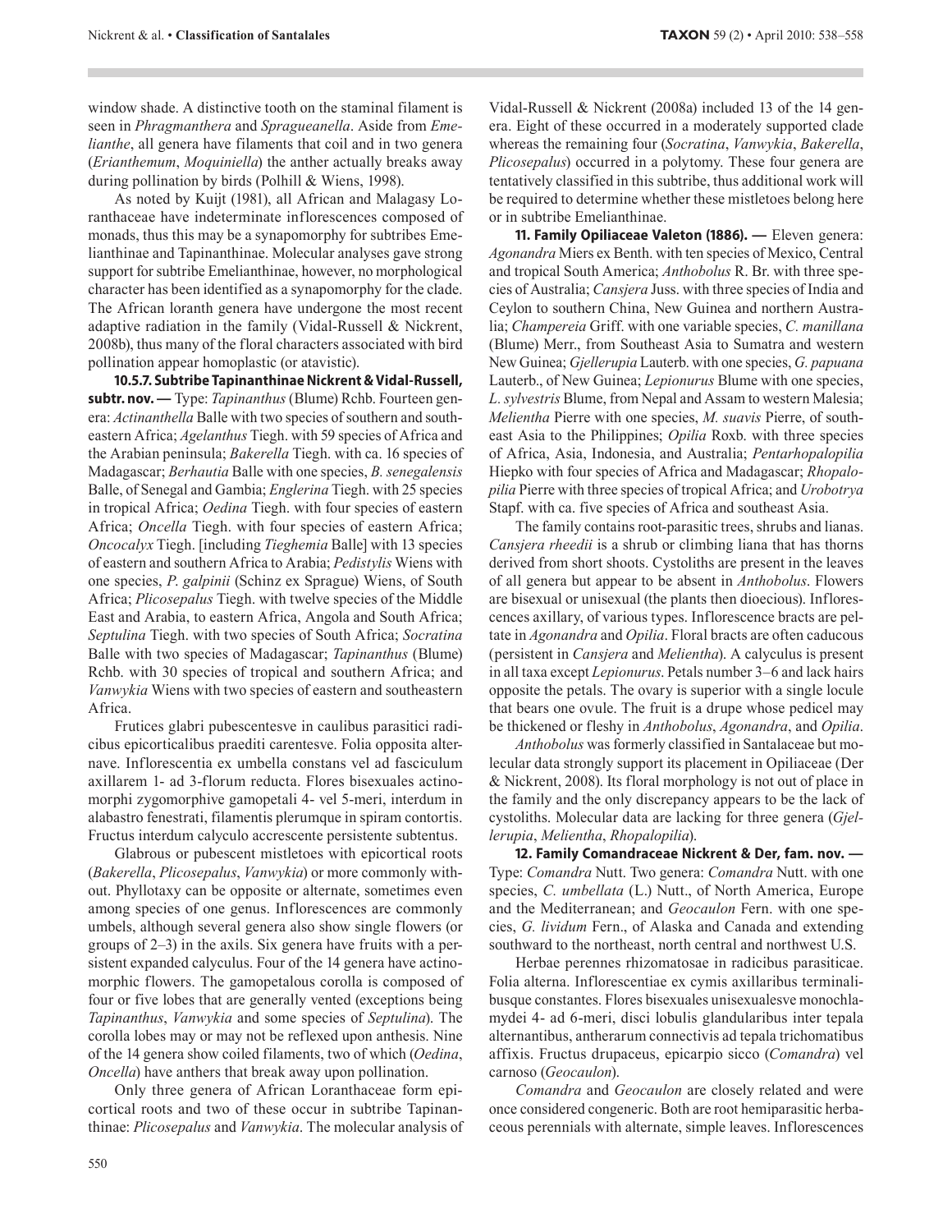window shade. A distinctive tooth on the staminal filament is seen in *Phragmanthera* and *Spragueanella*. Aside from *Emelianthe*, all genera have filaments that coil and in two genera (*Erianthemum*, *Moquiniella*) the anther actually breaks away during pollination by birds (Polhill & Wiens, 1998).

As noted by Kuijt (1981), all African and Malagasy Loranthaceae have indeterminate inflorescences composed of monads, thus this may be a synapomorphy for subtribes Emelianthinae and Tapinanthinae. Molecular analyses gave strong support for subtribe Emelianthinae, however, no morphological character has been identified as a synapomorphy for the clade. The African loranth genera have undergone the most recent adaptive radiation in the family (Vidal-Russell & Nickrent, 2008b), thus many of the floral characters associated with bird pollination appear homoplastic (or atavistic).

**10.5.7. Subtribe Tapinanthinae Nickrent & Vidal-Russell, subtr. nov. —** Type: *Tapinanthus* (Blume) Rchb. Fourteen genera: *Actinanthella* Balle with two species of southern and southeastern Africa; *Agelanthus* Tiegh. with 59 species of Africa and the Arabian peninsula; *Bakerella* Tiegh. with ca. 16 species of Madagascar; *Berhautia* Balle with one species, *B. senegalensis* Balle, of Senegal and Gambia; *Englerina* Tiegh. with 25 species in tropical Africa; *Oedina* Tiegh. with four species of eastern Africa; *Oncella* Tiegh. with four species of eastern Africa; *Oncocalyx* Tiegh. [including *Tieghemia* Balle] with 13 species of eastern and southern Africa to Arabia; *Pedistylis* Wiens with one species, *P. galpinii* (Schinz ex Sprague) Wiens, of South Africa; *Plicosepalus* Tiegh. with twelve species of the Middle East and Arabia, to eastern Africa, Angola and South Africa; *Septulina* Tiegh. with two species of South Africa; *Socratina* Balle with two species of Madagascar; *Tapinanthus* (Blume) Rchb. with 30 species of tropical and southern Africa; and *Vanwykia* Wiens with two species of eastern and southeastern Africa.

Frutices glabri pubescentesve in caulibus parasitici radicibus epicorticalibus praediti carentesve. Folia opposita alternave. Inflorescentia ex umbella constans vel ad fasciculum axillarem 1- ad 3-florum reducta. Flores bisexuales actinomorphi zygomorphive gamopetali 4- vel 5-meri, interdum in alabastro fenestrati, filamentis plerumque in spiram contortis. Fructus interdum calyculo accrescente persistente subtentus.

Glabrous or pubescent mistletoes with epicortical roots (*Bakerella*, *Plicosepalus*, *Vanwykia*) or more commonly without. Phyllotaxy can be opposite or alternate, sometimes even among species of one genus. Inflorescences are commonly umbels, although several genera also show single flowers (or groups of 2–3) in the axils. Six genera have fruits with a persistent expanded calyculus. Four of the 14 genera have actinomorphic flowers. The gamopetalous corolla is composed of four or five lobes that are generally vented (exceptions being *Tapinanthus*, *Vanwykia* and some species of *Septulina*). The corolla lobes may or may not be reflexed upon anthesis. Nine of the 14 genera show coiled filaments, two of which (*Oedina*, *Oncella*) have anthers that break away upon pollination.

Only three genera of African Loranthaceae form epicortical roots and two of these occur in subtribe Tapinanthinae: *Plicosepalus* and *Vanwykia*. The molecular analysis of Vidal-Russell & Nickrent (2008a) included 13 of the 14 genera. Eight of these occurred in a moderately supported clade whereas the remaining four (*Socratina*, *Vanwykia*, *Bakerella*, *Plicosepalus*) occurred in a polytomy. These four genera are tentatively classified in this subtribe, thus additional work will be required to determine whether these mistletoes belong here or in subtribe Emelianthinae.

**11. Family Opiliaceae Valeton (1886). —** Eleven genera: *Agonandra* Miers ex Benth. with ten species of Mexico, Central and tropical South America; *Anthobolus* R. Br. with three species of Australia; *Cansjera* Juss. with three species of India and Ceylon to southern China, New Guinea and northern Australia; *Champereia* Griff. with one variable species, *C. manillana* (Blume) Merr., from Southeast Asia to Sumatra and western New Guinea; *Gjellerupia* Lauterb. with one species, *G. papuana* Lauterb., of New Guinea; *Lepionurus* Blume with one species, *L. sylvestris* Blume, from Nepal and Assam to western Malesia; *Melientha* Pierre with one species, *M. suavis* Pierre, of southeast Asia to the Philippines; *Opilia* Roxb. with three species of Africa, Asia, Indonesia, and Australia; *Pentarhopalopilia* Hiepko with four species of Africa and Madagascar; *Rhopalopilia* Pierre with three species of tropical Africa; and *Urobotrya* Stapf. with ca. five species of Africa and southeast Asia.

The family contains root-parasitic trees, shrubs and lianas. *Cansjera rheedii* is a shrub or climbing liana that has thorns derived from short shoots. Cystoliths are present in the leaves of all genera but appear to be absent in *Anthobolus*. Flowers are bisexual or unisexual (the plants then dioecious). Inflorescences axillary, of various types. Inflorescence bracts are peltate in *Agonandra* and *Opilia*. Floral bracts are often caducous (persistent in *Cansjera* and *Melientha*). A calyculus is present in all taxa except *Lepionurus*. Petals number 3–6 and lack hairs opposite the petals. The ovary is superior with a single locule that bears one ovule. The fruit is a drupe whose pedicel may be thickened or fleshy in *Anthobolus*, *Agonandra*, and *Opilia*.

*Anthobolus* was formerly classified in Santalaceae but molecular data strongly support its placement in Opiliaceae (Der & Nickrent, 2008). Its floral morphology is not out of place in the family and the only discrepancy appears to be the lack of cystoliths. Molecular data are lacking for three genera (*Gjellerupia*, *Melientha*, *Rhopalopilia*).

**12. Family Comandraceae Nickrent & Der, fam. nov. —** Type: *Comandra* Nutt. Two genera: *Comandra* Nutt. with one species, *C. umbellata* (L.) Nutt., of North America, Europe and the Mediterranean; and *Geocaulon* Fern. with one species, *G. lividum* Fern., of Alaska and Canada and extending southward to the northeast, north central and northwest U.S.

Herbae perennes rhizomatosae in radicibus parasiticae. Folia alterna. Inflorescentiae ex cymis axillaribus terminalibusque constantes. Flores bisexuales unisexualesve monochlamydei 4- ad 6-meri, disci lobulis glandularibus inter tepala alternantibus, antherarum connectivis ad tepala trichomatibus affixis. Fructus drupaceus, epicarpio sicco (*Comandra*) vel carnoso (*Geocaulon*).

*Comandra* and *Geocaulon* are closely related and were once considered congeneric. Both are root hemiparasitic herbaceous perennials with alternate, simple leaves. Inflorescences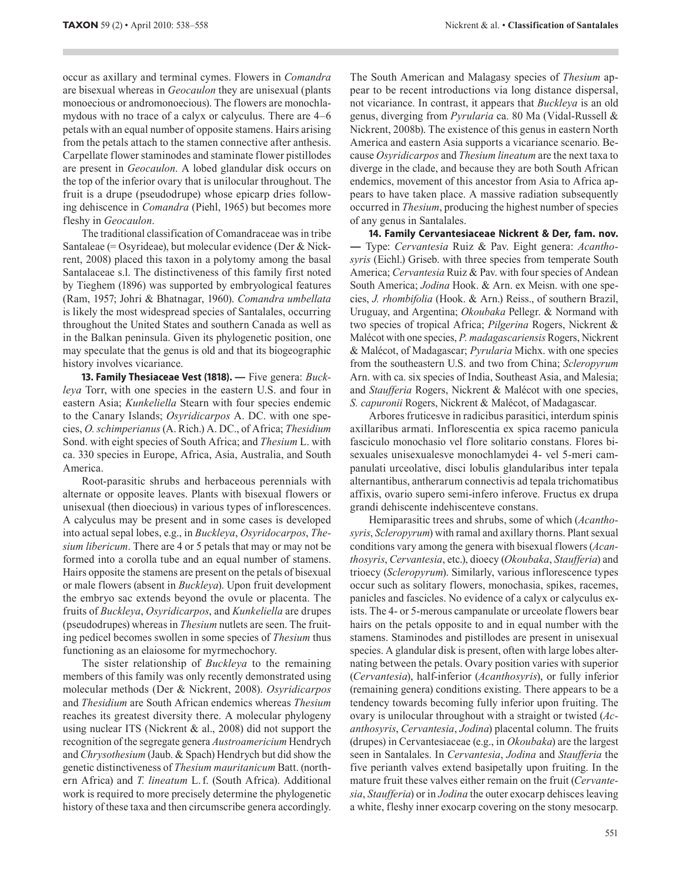occur as axillary and terminal cymes. Flowers in *Comandra* are bisexual whereas in *Geocaulon* they are unisexual (plants monoecious or andromonoecious). The flowers are monochlamydous with no trace of a calyx or calyculus. There are 4–6 petals with an equal number of opposite stamens. Hairs arising from the petals attach to the stamen connective after anthesis. Carpellate flower staminodes and staminate flower pistillodes are present in *Geocaulon*. A lobed glandular disk occurs on the top of the inferior ovary that is unilocular throughout. The fruit is a drupe (pseudodrupe) whose epicarp dries following dehiscence in *Comandra* (Piehl, 1965) but becomes more fleshy in *Geocaulon*.

The traditional classification of Comandraceae was in tribe Santaleae (= Osyrideae), but molecular evidence (Der & Nickrent, 2008) placed this taxon in a polytomy among the basal Santalaceae s.l. The distinctiveness of this family first noted by Tieghem (1896) was supported by embryological features (Ram, 1957; Johri & Bhatnagar, 1960). *Comandra umbellata* is likely the most widespread species of Santalales, occurring throughout the United States and southern Canada as well as in the Balkan peninsula. Given its phylogenetic position, one may speculate that the genus is old and that its biogeographic history involves vicariance.

**13. Family Thesiaceae Vest (1818). —** Five genera: *Buckleya* Torr, with one species in the eastern U.S. and four in eastern Asia; *Kunkeliella* Stearn with four species endemic to the Canary Islands; *Osyridicarpos* A. DC. with one species, *O. schimperianus* (A. Rich.) A. DC., of Africa; *Thesidium* Sond. with eight species of South Africa; and *Thesium* L. with ca. 330 species in Europe, Africa, Asia, Australia, and South America.

Root-parasitic shrubs and herbaceous perennials with alternate or opposite leaves. Plants with bisexual flowers or unisexual (then dioecious) in various types of inflorescences. A calyculus may be present and in some cases is developed into actual sepal lobes, e.g., in *Buckleya*, *Osyridocarpos*, *Thesium libericum*. There are 4 or 5 petals that may or may not be formed into a corolla tube and an equal number of stamens. Hairs opposite the stamens are present on the petals of bisexual or male flowers (absent in *Buckleya*). Upon fruit development the embryo sac extends beyond the ovule or placenta. The fruits of *Buckleya*, *Osyridicarpos*, and *Kunkeliella* are drupes (pseudodrupes) whereas in *Thesium* nutlets are seen. The fruiting pedicel becomes swollen in some species of *Thesium* thus functioning as an elaiosome for myrmechochory.

The sister relationship of *Buckleya* to the remaining members of this family was only recently demonstrated using molecular methods (Der & Nickrent, 2008). *Osyridicarpos* and *Thesidium* are South African endemics whereas *Thesium* reaches its greatest diversity there. A molecular phylogeny using nuclear ITS (Nickrent & al., 2008) did not support the recognition of the segregate genera *Austroamericium* Hendrych and *Chrysothesium* (Jaub. & Spach) Hendrych but did show the genetic distinctiveness of *Thesium mauritanicum* Batt. (northern Africa) and *T. lineatum* L. f. (South Africa). Additional work is required to more precisely determine the phylogenetic history of these taxa and then circumscribe genera accordingly. The South American and Malagasy species of *Thesium* appear to be recent introductions via long distance dispersal, not vicariance. In contrast, it appears that *Buckleya* is an old genus, diverging from *Pyrularia* ca. 80 Ma (Vidal-Russell & Nickrent, 2008b). The existence of this genus in eastern North America and eastern Asia supports a vicariance scenario. Because *Osyridicarpos* and *Thesium lineatum* are the next taxa to diverge in the clade, and because they are both South African endemics, movement of this ancestor from Asia to Africa appears to have taken place. A massive radiation subsequently occurred in *Thesium*, producing the highest number of species of any genus in Santalales.

**14. Family Cervantesiaceae Nickrent & Der, fam. nov. —** Type: *Cervantesia* Ruiz & Pav. Eight genera: *Acanthosyris* (Eichl.) Griseb. with three species from temperate South America; *Cervantesia* Ruiz & Pav. with four species of Andean South America; *Jodina* Hook. & Arn. ex Meisn. with one species, *J. rhombifolia* (Hook. & Arn.) Reiss., of southern Brazil, Uruguay, and Argentina; *Okoubaka* Pellegr. & Normand with two species of tropical Africa; *Pilgerina* Rogers, Nickrent & Malécot with one species, *P. madagascariensis* Rogers, Nickrent & Malécot, of Madagascar; *Pyrularia* Michx. with one species from the southeastern U.S. and two from China; *Scleropyrum* Arn. with ca. six species of India, Southeast Asia, and Malesia; and *Staufferia* Rogers, Nickrent & Malécot with one species, *S. capuronii* Rogers, Nickrent & Malécot, of Madagascar.

Arbores fruticesve in radicibus parasitici, interdum spinis axillaribus armati. Inflorescentia ex spica racemo panicula fasciculo monochasio vel flore solitario constans. Flores bisexuales unisexualesve monochlamydei 4- vel 5-meri campanulati urceolative, disci lobulis glandularibus inter tepala alternantibus, antherarum connectivis ad tepala trichomatibus affixis, ovario supero semi-infero inferove. Fructus ex drupa grandi dehiscente indehiscenteve constans.

Hemiparasitic trees and shrubs, some of which (*Acanthosyris*, *Scleropyrum*) with ramal and axillary thorns. Plant sexual conditions vary among the genera with bisexual flowers (*Acanthosyris*, *Cervantesia*, etc.), dioecy (*Okoubaka*, *Staufferia*) and trioecy (*Scleropyrum*). Similarly, various inflorescence types occur such as solitary flowers, monochasia, spikes, racemes, panicles and fascicles. No evidence of a calyx or calyculus exists. The 4- or 5-merous campanulate or urceolate flowers bear hairs on the petals opposite to and in equal number with the stamens. Staminodes and pistillodes are present in unisexual species. A glandular disk is present, often with large lobes alternating between the petals. Ovary position varies with superior (*Cervantesia*), half-inferior (*Acanthosyris*), or fully inferior (remaining genera) conditions existing. There appears to be a tendency towards becoming fully inferior upon fruiting. The ovary is unilocular throughout with a straight or twisted (*Acanthosyris*, *Cervantesia*, *Jodina*) placental column. The fruits (drupes) in Cervantesiaceae (e.g., in *Okoubaka*) are the largest seen in Santalales. In *Cervantesia*, *Jodina* and *Staufferia* the five perianth valves extend basipetally upon fruiting. In the mature fruit these valves either remain on the fruit (*Cervantesia*, *Staufferia*) or in *Jodina* the outer exocarp dehisces leaving a white, fleshy inner exocarp covering on the stony mesocarp.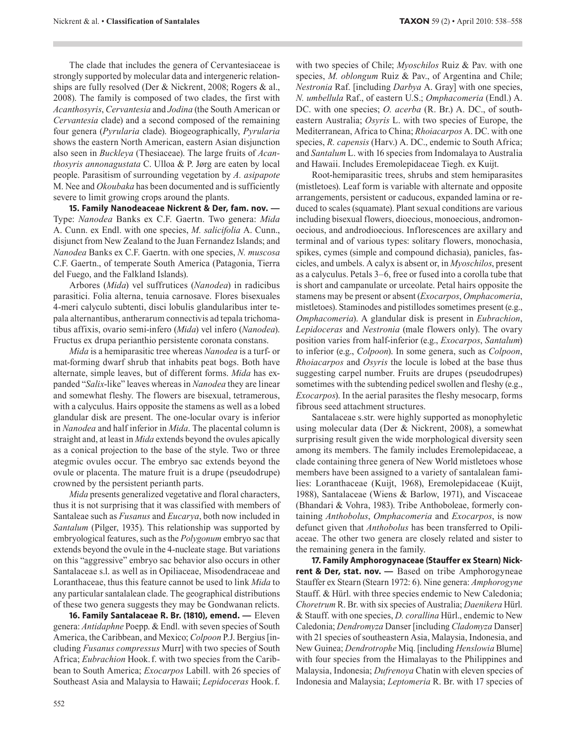The clade that includes the genera of Cervantesiaceae is strongly supported by molecular data and intergeneric relationships are fully resolved (Der & Nickrent, 2008; Rogers & al., 2008). The family is composed of two clades, the first with *Acanthosyris*, *Cervantesia* and *Jodina* (the South American or *Cervantesia* clade) and a second composed of the remaining four genera (*Pyrularia* clade). Biogeographically, *Pyrularia* shows the eastern North American, eastern Asian disjunction also seen in *Buckleya* (Thesiaceae). The large fruits of *Acanthosyris annonagustata* C. Ulloa & P. Jørg are eaten by local people. Parasitism of surrounding vegetation by *A. asipapote* M. Nee and *Okoubaka* has been documented and is sufficiently severe to limit growing crops around the plants.

**15. Family Nanodeaceae Nickrent & Der, fam. nov. —** Type: *Nanodea* Banks ex C.F. Gaertn. Two genera: *Mida* A. Cunn. ex Endl. with one species, *M. salicifolia* A. Cunn., disjunct from New Zealand to the Juan Fernandez Islands; and *Nanodea* Banks ex C.F. Gaertn. with one species, *N. muscosa* C.F. Gaertn., of temperate South America (Patagonia, Tierra del Fuego, and the Falkland Islands).

Arbores (*Mida*) vel suffrutices (*Nanodea*) in radicibus parasitici. Folia alterna, tenuia carnosave. Flores bisexuales 4-meri calyculo subtenti, disci lobulis glandularibus inter tepala alternantibus, antherarum connectivis ad tepala trichomatibus affixis, ovario semi-infero (*Mida*) vel infero (*Nanodea*). Fructus ex drupa perianthio persistente coronata constans.

*Mida* is a hemiparasitic tree whereas *Nanodea* is a turf- or mat-forming dwarf shrub that inhabits peat bogs. Both have alternate, simple leaves, but of different forms. *Mida* has expanded "*Salix*-like" leaves whereas in *Nanodea* they are linear and somewhat fleshy. The flowers are bisexual, tetramerous, with a calyculus. Hairs opposite the stamens as well as a lobed glandular disk are present. The one-locular ovary is inferior in *Nanodea* and half inferior in *Mida*. The placental column is straight and, at least in *Mida* extends beyond the ovules apically as a conical projection to the base of the style. Two or three ategmic ovules occur. The embryo sac extends beyond the ovule or placenta. The mature fruit is a drupe (pseudodrupe) crowned by the persistent perianth parts.

*Mida* presents generalized vegetative and floral characters, thus it is not surprising that it was classified with members of Santaleae such as *Fusanus* and *Eucarya*, both now included in *Santalum* (Pilger, 1935). This relationship was supported by embryological features, such as the *Polygonum* embryo sac that extends beyond the ovule in the 4-nucleate stage. But variations on this "aggressive" embryo sac behavior also occurs in other Santalaceae s.l. as well as in Opiliaceae, Misodendraceae and Loranthaceae, thus this feature cannot be used to link *Mida* to any particular santalalean clade. The geographical distributions of these two genera suggests they may be Gondwanan relicts.

**16. Family Santalaceae R. Br. (1810), emend. —** Eleven genera: *Antidaphne* Poepp. & Endl. with seven species of South America, the Caribbean, and Mexico; *Colpoon* P.J. Bergius [including *Fusanus compressus* Murr] with two species of South Africa; *Eubrachion* Hook. f. with two species from the Caribbean to South America; *Exocarpos* Labill. with 26 species of Southeast Asia and Malaysia to Hawaii; *Lepidoceras* Hook. f. with two species of Chile; *Myoschilos* Ruiz & Pav. with one species, *M. oblongum* Ruiz & Pav., of Argentina and Chile; *Nestronia* Raf. [including *Darbya* A. Gray] with one species, *N. umbellula* Raf., of eastern U.S.; *Omphacomeria* (Endl.) A. DC. with one species; *O. acerba* (R. Br.) A. DC., of southeastern Australia; *Osyris* L. with two species of Europe, the Mediterranean, Africa to China; *Rhoiacarpos* A. DC. with one species, *R. capensis* (Harv.) A. DC., endemic to South Africa; and *Santalum* L. with 16 species from Indomalaya to Australia and Hawaii. Includes Eremolepidaceae Tiegh. ex Kuijt.

Root-hemiparasitic trees, shrubs and stem hemiparasites (mistletoes). Leaf form is variable with alternate and opposite arrangements, persistent or caducous, expanded lamina or reduced to scales (squamate). Plant sexual conditions are various including bisexual flowers, dioecious, monoecious, andromonoecious, and androdioecious. Inflorescences are axillary and terminal and of various types: solitary flowers, monochasia, spikes, cymes (simple and compound dichasia), panicles, fascicles, and umbels. A calyx is absent or, in *Myoschilos*, present as a calyculus. Petals 3–6, free or fused into a corolla tube that is short and campanulate or urceolate. Petal hairs opposite the stamens may be present or absent (*Exocarpos*, *Omphacomeria*, mistletoes). Staminodes and pistillodes sometimes present (e.g., *Omphacomeria*). A glandular disk is present in *Eubrachion*, *Lepidoceras* and *Nestronia* (male flowers only). The ovary position varies from half-inferior (e.g., *Exocarpos*, *Santalum*) to inferior (e.g., *Colpoon*). In some genera, such as *Colpoon*, *Rhoiacarpos* and *Osyris* the locule is lobed at the base thus suggesting carpel number. Fruits are drupes (pseudodrupes) sometimes with the subtending pedicel swollen and fleshy (e.g., *Exocarpos*). In the aerial parasites the fleshy mesocarp, forms fibrous seed attachment structures.

Santalaceae s.str. were highly supported as monophyletic using molecular data (Der & Nickrent, 2008), a somewhat surprising result given the wide morphological diversity seen among its members. The family includes Eremolepidaceae, a clade containing three genera of New World mistletoes whose members have been assigned to a variety of santalalean families: Loranthaceae (Kuijt, 1968), Eremolepidaceae (Kuijt, 1988), Santalaceae (Wiens & Barlow, 1971), and Viscaceae (Bhandari & Vohra, 1983). Tribe Anthoboleae, formerly containing *Anthobolus*, *Omphacomeria* and *Exocarpos*, is now defunct given that *Anthobolus* has been transferred to Opiliaceae. The other two genera are closely related and sister to the remaining genera in the family.

**17. Family Amphorogynaceae (Stauffer ex Stearn) Nickrent & Der, stat. nov. —** Based on tribe Amphorogyneae Stauffer ex Stearn (Stearn 1972: 6). Nine genera: *Amphorogyne* Stauff. & Hürl. with three species endemic to New Caledonia; *Choretrum* R. Br. with six species of Australia; *Daenikera* Hürl. & Stauff. with one species, *D. corallina* Hürl., endemic to New Caledonia; *Dendromyza* Danser [including *Cladomyza* Danser] with 21 species of southeastern Asia, Malaysia, Indonesia, and New Guinea; *Dendrotrophe* Miq. [including *Henslowia* Blume] with four species from the Himalayas to the Philippines and Malaysia, Indonesia; *Dufrenoya* Chatin with eleven species of Indonesia and Malaysia; *Leptomeria* R. Br. with 17 species of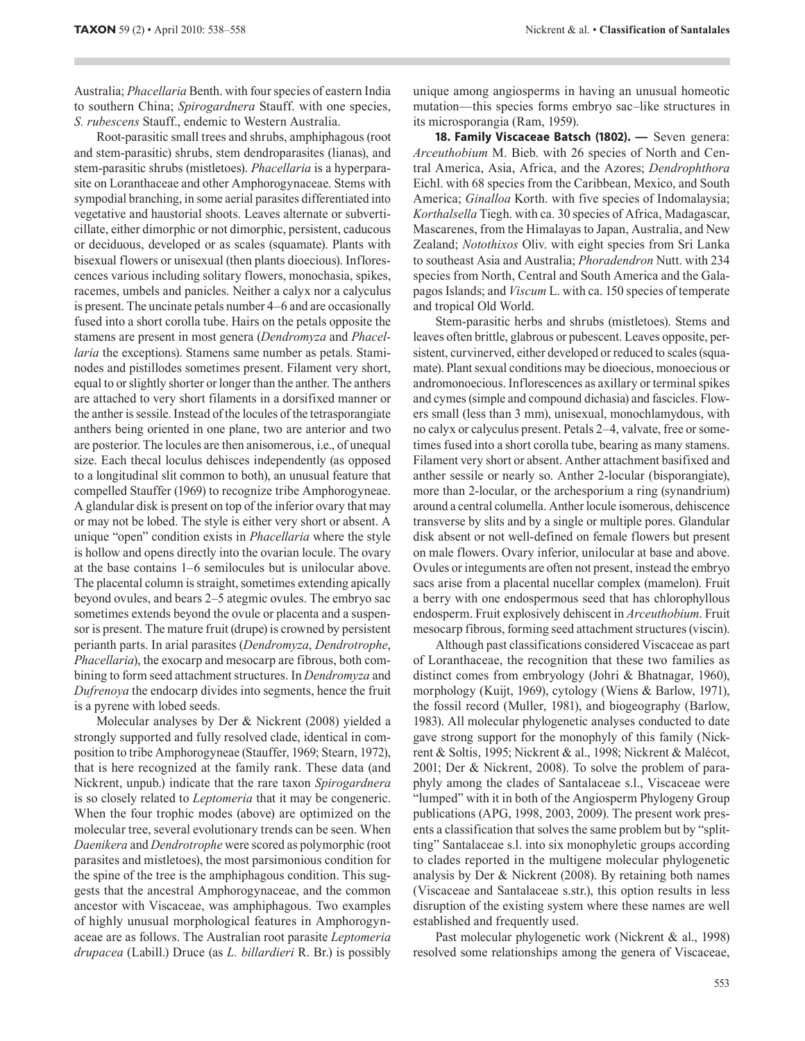Australia; *Phacellaria* Benth. with four species of eastern India to southern China; *Spirogardnera* Stauff. with one species, *S. rubescens* Stauff., endemic to Western Australia.

Root-parasitic small trees and shrubs, amphiphagous (root and stem-parasitic) shrubs, stem dendroparasites (lianas), and stem-parasitic shrubs (mistletoes). *Phacellaria* is a hyperparasite on Loranthaceae and other Amphorogynaceae. Stems with sympodial branching, in some aerial parasites differentiated into vegetative and haustorial shoots. Leaves alternate or subverticillate, either dimorphic or not dimorphic, persistent, caducous or deciduous, developed or as scales (squamate). Plants with bisexual flowers or unisexual (then plants dioecious). Inflorescences various including solitary flowers, monochasia, spikes, racemes, umbels and panicles. Neither a calyx nor a calyculus is present. The uncinate petals number 4–6 and are occasionally fused into a short corolla tube. Hairs on the petals opposite the stamens are present in most genera (*Dendromyza* and *Phacellaria* the exceptions). Stamens same number as petals. Staminodes and pistillodes sometimes present. Filament very short, equal to or slightly shorter or longer than the anther. The anthers are attached to very short filaments in a dorsifixed manner or the anther is sessile. Instead of the locules of the tetrasporangiate anthers being oriented in one plane, two are anterior and two are posterior. The locules are then anisomerous, i.e., of unequal size. Each thecal loculus dehisces independently (as opposed to a longitudinal slit common to both), an unusual feature that compelled Stauffer (1969) to recognize tribe Amphorogyneae. A glandular disk is present on top of the inferior ovary that may or may not be lobed. The style is either very short or absent. A unique "open" condition exists in *Phacellaria* where the style is hollow and opens directly into the ovarian locule. The ovary at the base contains 1–6 semilocules but is unilocular above. The placental column is straight, sometimes extending apically beyond ovules, and bears 2–5 ategmic ovules. The embryo sac sometimes extends beyond the ovule or placenta and a suspensor is present. The mature fruit (drupe) is crowned by persistent perianth parts. In arial parasites (*Dendromyza*, *Dendrotrophe*, *Phacellaria*), the exocarp and mesocarp are fibrous, both combining to form seed attachment structures. In *Dendromyza* and *Dufrenoya* the endocarp divides into segments, hence the fruit is a pyrene with lobed seeds.

Molecular analyses by Der & Nickrent (2008) yielded a strongly supported and fully resolved clade, identical in composition to tribe Amphorogyneae (Stauffer, 1969; Stearn, 1972), that is here recognized at the family rank. These data (and Nickrent, unpub.) indicate that the rare taxon *Spirogardnera* is so closely related to *Leptomeria* that it may be congeneric. When the four trophic modes (above) are optimized on the molecular tree, several evolutionary trends can be seen. When *Daenikera* and *Dendrotrophe* were scored as polymorphic (root parasites and mistletoes), the most parsimonious condition for the spine of the tree is the amphiphagous condition. This suggests that the ancestral Amphorogynaceae, and the common ancestor with Viscaceae, was amphiphagous. Two examples of highly unusual morphological features in Amphorogynaceae are as follows. The Australian root parasite *Leptomeria drupacea* (Labill.) Druce (as *L. billardieri* R. Br.) is possibly unique among angiosperms in having an unusual homeotic mutation—this species forms embryo sac–like structures in its microsporangia (Ram, 1959).

**18. Family Viscaceae Batsch (1802). —** Seven genera: *Arceuthobium* M. Bieb. with 26 species of North and Central America, Asia, Africa, and the Azores; *Dendrophthora* Eichl. with 68 species from the Caribbean, Mexico, and South America; *Ginalloa* Korth. with five species of Indomalaysia; *Korthalsella* Tiegh. with ca. 30 species of Africa, Madagascar, Mascarenes, from the Himalayas to Japan, Australia, and New Zealand; *Notothixos* Oliv. with eight species from Sri Lanka to southeast Asia and Australia; *Phoradendron* Nutt. with 234 species from North, Central and South America and the Galapagos Islands; and *Viscum* L. with ca. 150 species of temperate and tropical Old World.

Stem-parasitic herbs and shrubs (mistletoes). Stems and leaves often brittle, glabrous or pubescent. Leaves opposite, persistent, curvinerved, either developed or reduced to scales (squamate). Plant sexual conditions may be dioecious, monoecious or andromonoecious. Inflorescences as axillary or terminal spikes and cymes (simple and compound dichasia) and fascicles. Flowers small (less than 3 mm), unisexual, monochlamydous, with no calyx or calyculus present. Petals 2–4, valvate, free or sometimes fused into a short corolla tube, bearing as many stamens. Filament very short or absent. Anther attachment basifixed and anther sessile or nearly so. Anther 2-locular (bisporangiate), more than 2-locular, or the archesporium a ring (synandrium) around a central columella. Anther locule isomerous, dehiscence transverse by slits and by a single or multiple pores. Glandular disk absent or not well-defined on female flowers but present on male flowers. Ovary inferior, unilocular at base and above. Ovules or integuments are often not present, instead the embryo sacs arise from a placental nucellar complex (mamelon). Fruit a berry with one endospermous seed that has chlorophyllous endosperm. Fruit explosively dehiscent in *Arceuthobium*. Fruit mesocarp fibrous, forming seed attachment structures (viscin).

Although past classifications considered Viscaceae as part of Loranthaceae, the recognition that these two families as distinct comes from embryology (Johri & Bhatnagar, 1960), morphology (Kuijt, 1969), cytology (Wiens & Barlow, 1971), the fossil record (Muller, 1981), and biogeography (Barlow, 1983). All molecular phylogenetic analyses conducted to date gave strong support for the monophyly of this family (Nickrent & Soltis, 1995; Nickrent & al., 1998; Nickrent & Malécot, 2001; Der & Nickrent, 2008). To solve the problem of paraphyly among the clades of Santalaceae s.l., Viscaceae were "lumped" with it in both of the Angiosperm Phylogeny Group publications (APG, 1998, 2003, 2009). The present work presents a classification that solves the same problem but by "splitting" Santalaceae s.l. into six monophyletic groups according to clades reported in the multigene molecular phylogenetic analysis by Der & Nickrent (2008). By retaining both names (Viscaceae and Santalaceae s.str.), this option results in less disruption of the existing system where these names are well established and frequently used.

Past molecular phylogenetic work (Nickrent & al., 1998) resolved some relationships among the genera of Viscaceae,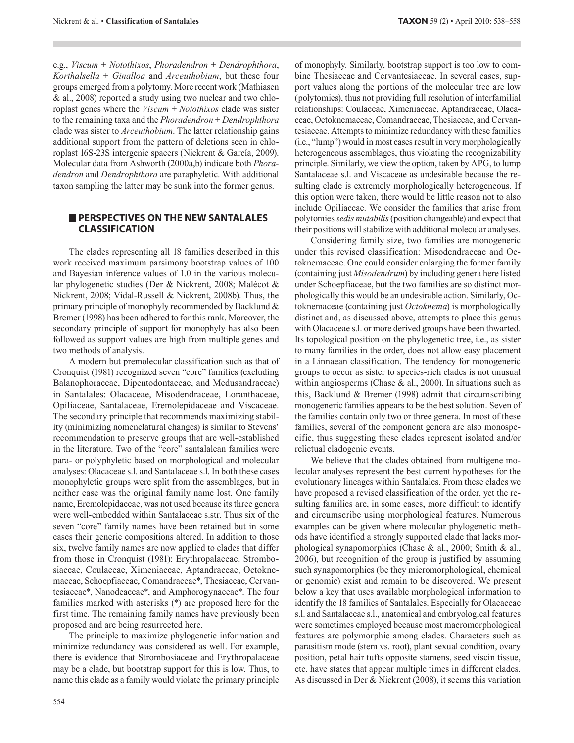e.g., *Viscum* + *Notothixos*, *Phoradendron* + *Dendrophthora*, *Korthalsella* + *Ginalloa* and *Arceuthobium*, but these four groups emerged from a polytomy. More recent work (Mathiasen & al., 2008) reported a study using two nuclear and two chloroplast genes where the *Viscum* + *Notothixos* clade was sister to the remaining taxa and the *Phoradendron* + *Dendrophthora* clade was sister to *Arceuthobium*. The latter relationship gains additional support from the pattern of deletions seen in chloroplast 16S-23S intergenic spacers (Nickrent & García, 2009). Molecular data from Ashworth (2000a,b) indicate both *Phoradendron* and *Dendrophthora* are paraphyletic. With additional taxon sampling the latter may be sunk into the former genus.

## PERSPECTIVES ON THE NEW SANTALALES CLASSIFICATION

The clades representing all 18 families described in this work received maximum parsimony bootstrap values of 100 and Bayesian inference values of 1.0 in the various molecular phylogenetic studies (Der & Nickrent, 2008; Malécot & Nickrent, 2008; Vidal-Russell & Nickrent, 2008b). Thus, the primary principle of monophyly recommended by Backlund & Bremer (1998) has been adhered to for this rank. Moreover, the secondary principle of support for monophyly has also been followed as support values are high from multiple genes and two methods of analysis.

A modern but premolecular classification such as that of Cronquist (1981) recognized seven "core" families (excluding Balanophoraceae, Dipentodontaceae, and Medusandraceae) in Santalales: Olacaceae, Misodendraceae, Loranthaceae, Opiliaceae, Santalaceae, Eremolepidaceae and Viscaceae. The secondary principle that recommends maximizing stability (minimizing nomenclatural changes) is similar to Stevens' recommendation to preserve groups that are well-established in the literature. Two of the "core" santalalean families were para- or polyphyletic based on morphological and molecular analyses: Olacaceae s.l. and Santalaceae s.l. In both these cases monophyletic groups were split from the assemblages, but in neither case was the original family name lost. One family name, Eremolepidaceae, was not used because its three genera were well-embedded within Santalaceae s.str. Thus six of the seven "core" family names have been retained but in some cases their generic compositions altered. In addition to those six, twelve family names are now applied to clades that differ from those in Cronquist (1981): Erythropalaceae, Strombosiaceae, Coulaceae, Ximeniaceae, Aptandraceae, Octoknemaceae, Schoepfiaceae, Comandraceae*, Thesiaceae, Cervantesiaceae*, Nanodeaceae*, and Amphorogynaceae*. The four families marked with asterisks (*) are proposed here for the first time. The remaining family names have previously been proposed and are being resurrected here.

The principle to maximize phylogenetic information and minimize redundancy was considered as well. For example, there is evidence that Strombosiaceae and Erythropalaceae may be a clade, but bootstrap support for this is low. Thus, to name this clade as a family would violate the primary principle of monophyly. Similarly, bootstrap support is too low to combine Thesiaceae and Cervantesiaceae. In several cases, support values along the portions of the molecular tree are low (polytomies), thus not providing full resolution of interfamilial relationships: Coulaceae, Ximeniaceae, Aptandraceae, Olacaceae, Octoknemaceae, Comandraceae, Thesiaceae, and Cervantesiaceae. Attempts to minimize redundancy with these families (i.e., "lump") would in most cases result in very morphologically heterogeneous assemblages, thus violating the recognizability principle. Similarly, we view the option, taken by APG, to lump Santalaceae s.l. and Viscaceae as undesirable because the resulting clade is extremely morphologically heterogeneous. If this option were taken, there would be little reason not to also include Opiliaceae. We consider the families that arise from polytomies *sedis mutabilis* (position changeable) and expect that their positions will stabilize with additional molecular analyses.

Considering family size, two families are monogeneric under this revised classification: Misodendraceae and Octoknemaceae. One could consider enlarging the former family (containing just *Misodendrum*) by including genera here listed under Schoepfiaceae, but the two families are so distinct morphologically this would be an undesirable action. Similarly, Octoknemaceae (containing just *Octoknema*) is morphologically distinct and, as discussed above, attempts to place this genus with Olacaceae s.l. or more derived groups have been thwarted. Its topological position on the phylogenetic tree, i.e., as sister to many families in the order, does not allow easy placement in a Linnaean classification. The tendency for monogeneric groups to occur as sister to species-rich clades is not unusual within angiosperms (Chase & al., 2000). In situations such as this, Backlund & Bremer (1998) admit that circumscribing monogeneric families appears to be the best solution. Seven of the families contain only two or three genera. In most of these families, several of the component genera are also monospecific, thus suggesting these clades represent isolated and/or relictual cladogenic events.

We believe that the clades obtained from multigene molecular analyses represent the best current hypotheses for the evolutionary lineages within Santalales. From these clades we have proposed a revised classification of the order, yet the resulting families are, in some cases, more difficult to identify and circumscribe using morphological features. Numerous examples can be given where molecular phylogenetic methods have identified a strongly supported clade that lacks morphological synapomorphies (Chase & al., 2000; Smith & al., 2006), but recognition of the group is justified by assuming such synapomorphies (be they micromorphological, chemical or genomic) exist and remain to be discovered. We present below a key that uses available morphological information to identify the 18 families of Santalales. Especially for Olacaceae s.l. and Santalaceae s.l., anatomical and embryological features were sometimes employed because most macromorphological features are polymorphic among clades. Characters such as parasitism mode (stem vs. root), plant sexual condition, ovary position, petal hair tufts opposite stamens, seed viscin tissue, etc. have states that appear multiple times in different clades. As discussed in Der & Nickrent (2008), it seems this variation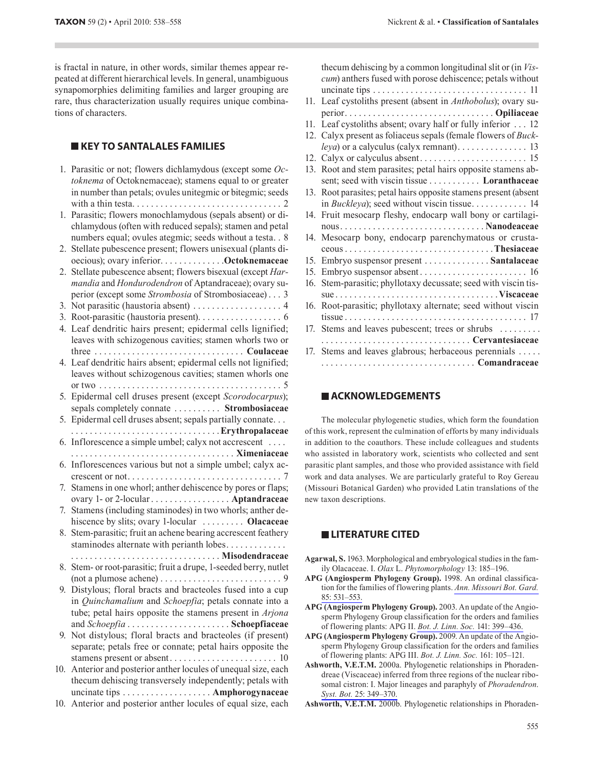is fractal in nature, in other words, similar themes appear repeated at different hierarchical levels. In general, unambiguous synapomorphies delimiting families and larger grouping are rare, thus characterization usually requires unique combinations of characters.

## KEY TO SANTALALES FAMILIES

1. Parasitic or not; flowers dichlamydous (except some *Octoknema* of Octoknemaceae); stamens equal to or greater in number than petals; ovules unitegmic or bitegmic; seeds with a thin testa. . . . . . . . . . . . . . . . . . . . . . . . . . . . . . . 2
1. Parasitic; flowers monochlamydous (sepals absent) or dichlamydous (often with reduced sepals); stamen and petal numbers equal; ovules ategmic; seeds without a testa. . 8
2. Stellate pubescence present; flowers unisexual (plants dioecious); ovary inferior. . . . . . . . . . . . . **Octoknemaceae**
2. Stellate pubescence absent; flowers bisexual (except *Harmandia* and *Hondurodendron* of Aptandraceae); ovary superior (except some *Strombosia* of Strombosiaceae) . . . 3
3. Not parasitic (haustoria absent) . . . . . . . . . . . . . . . . . . 4
3. Root-parasitic (haustoria present). . . . . . . . . . . . . . . . . 6
4. Leaf dendritic hairs present; epidermal cells lignified; leaves with schizogenous cavities; stamen whorls two or three . . . . . . . . . . . . . . . . . . . . . . . . . . . . . . . **Coulaceae**
4. Leaf dendritic hairs absent; epidermal cells not lignified; leaves without schizogenous cavities; stamen whorls one or two . . . . . . . . . . . . . . . . . . . . . . . . . . . . . . . . . . . . . . 5
5. Epidermal cell druses present (except *Scorodocarpus*); sepals completely connate . . . . . . . . . . **Strombosiaceae**
5. Epidermal cell druses absent; sepals partially connate. . . . . . . . . . . . . . . . . . . . . . . . . . . . . . . . . . **Erythropalaceae**
6. Inflorescence a simple umbel; calyx not accrescent . . . . . . . . . . . . . . . . . . . . . . . . . . . . . . . . . . . . . . **Ximeniaceae**
6. Inflorescences various but not a simple umbel; calyx accrescent or not. . . . . . . . . . . . . . . . . . . . . . . . . . . . . . . . 7
7. Stamens in one whorl; anther dehiscence by pores or flaps; ovary 1- or 2-locular . . . . . . . . . . . . . . . . . **Aptandraceae**
7. Stamens (including staminodes) in two whorls; anther dehiscence by slits; ovary 1-locular . . . . . . . . . **Olacaceae**
8. Stem-parasitic; fruit an achene bearing accrescent feathery staminodes alternate with perianth lobes. . . . . . . . . . . . . . . . . . . . . . . . . . . . . . . . . . . . . . . . . . . . . **Misodendraceae**
8. Stem- or root-parasitic; fruit a drupe, 1-seeded berry, nutlet (not a plumose achene) . . . . . . . . . . . . . . . . . . . . . . . . . . 9
9. Distylous; floral bracts and bracteoles fused into a cup in *Quinchamalium* and *Schoepfia*; petals connate into a tube; petal hairs opposite the stamens present in *Arjona* and *Schoepfia* . . . . . . . . . . . . . . . . . . . . . . **Schoepfiaceae**
9. Not distylous; floral bracts and bracteoles (if present) separate; petals free or connate; petal hairs opposite the stamens present or absent . . . . . . . . . . . . . . . . . . . . . . . 10
10. Anterior and posterior anther locules of unequal size, each thecum dehiscing transversely independently; petals with uncinate tips . . . . . . . . . . . . . . . . . . . **Amphorogynaceae**
10. Anterior and posterior anther locules of equal size, each thecum dehiscing by a common longitudinal slit or (in *Viscum*) anthers fused with porose dehiscence; petals without uncinate tips . . . . . . . . . . . . . . . . . . . . . . . . . . . . . . . . 11
11. Leaf cystoliths present (absent in *Anthobolus*); ovary superior. . . . . . . . . . . . . . . . . . . . . . . . . . . . . . . **Opiliaceae**
11. Leaf cystoliths absent; ovary half or fully inferior . . . 12
12. Calyx present as foliaceus sepals (female flowers of *Buckleya*) or a calyculus (calyx remnant). . . . . . . . . . . . . . . 13
12. Calyx or calyculus absent . . . . . . . . . . . . . . . . . . . . . . 15
13. Root and stem parasites; petal hairs opposite stamens absent; seed with viscin tissue . . . . . . . . . . . **Loranthaceae**
13. Root parasites; petal hairs opposite stamens present (absent in *Buckleya*); seed without viscin tissue. . . . . . . . . . . 14
14. Fruit mesocarp fleshy, endocarp wall bony or cartilaginous. . . . . . . . . . . . . . . . . . . . . . . . . . . . . . **Nanodeaceae**
14. Mesocarp bony, endocarp parenchymatous or crustaceous . . . . . . . . . . . . . . . . . . . . . . . . . . . . . . . **Thesiaceae**
15. Embryo suspensor present . . . . . . . . . . . . . **Santalaceae**
15. Embryo suspensor absent . . . . . . . . . . . . . . . . . . . . . . 16
16. Stem-parasitic; phyllotaxy decussate; seed with viscin tissue . . . . . . . . . . . . . . . . . . . . . . . . . . . . . . . . . . . **Viscaceae**
16. Root-parasitic; phyllotaxy alternate; seed without viscin tissue . . . . . . . . . . . . . . . . . . . . . . . . . . . . . . . . . . . . . . 17
17. Stems and leaves pubescent; trees or shrubs . . . . . . . . . . . . . . . . . . . . . . . . . . . . . . . . . . . . . . . . **Cervantesiaceae**
17. Stems and leaves glabrous; herbaceous perennials . . . . . . . . . . . . . . . . . . . . . . . . . . . . . . . . . . . . . **Comandraceae**

## ACKNOWLEDGEMENTS

The molecular phylogenetic studies, which form the foundation of this work, represent the culmination of efforts by many individuals in addition to the coauthors. These include colleagues and students who assisted in laboratory work, scientists who collected and sent parasitic plant samples, and those who provided assistance with field work and data analyses. We are particularly grateful to Roy Gereau (Missouri Botanical Garden) who provided Latin translations of the new taxon descriptions.

## LITERATURE CITED

**Agarwal, S.** 1963. Morphological and embryological studies in the family Olacaceae. I. *Olax* L. *Phytomorphology* 13: 185–196.

**APG (Angiosperm Phylogeny Group).** 1998. An ordinal classification for the families of flowering plants. *Ann. Missouri Bot. Gard.* 85: 531–553.

**APG (Angiosperm Phylogeny Group).** 2003. An update of the Angiosperm Phylogeny Group classification for the orders and families of flowering plants: APG II. *Bot. J. Linn. Soc.* 141: 399–436.

**APG (Angiosperm Phylogeny Group).** 2009. An update of the Angiosperm Phylogeny Group classification for the orders and families of flowering plants: APG III. *Bot. J. Linn. Soc.* 161: 105–121.

**Ashworth, V.E.T.M.** 2000a. Phylogenetic relationships in Phoradendreae (Viscaceae) inferred from three regions of the nuclear ribosomal cistron: I. Major lineages and paraphyly of *Phoradendron*. *Syst. Bot.* 25: 349–370.

**Ashworth, V.E.T.M.** 2000b. Phylogenetic relationships in Phoraden-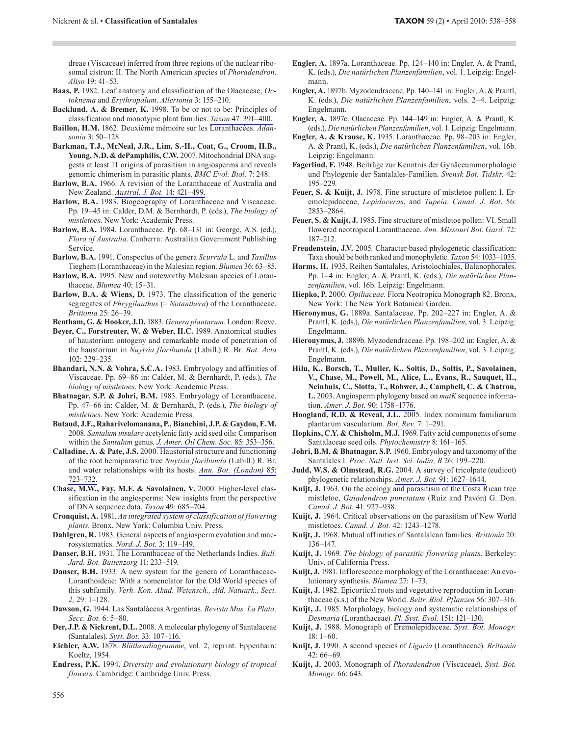dreae (Viscaceae) inferred from three regions of the nuclear ribosomal cistron: II. The North American species of *Phoradendron*. *Aliso* 19: 41–53.

**Baas, P.** 1982. Leaf anatomy and classification of the Olacaceae, *Octoknema* and *Erythropalum*. *Allertonia* 3: 155–210.

**Backlund, A. & Bremer, K.** 1998. To be or not to be: Principles of classification and monotypic plant families. *Taxon* 47: 391–400.

**Baillon, H.M.** 1862. Deuxième mémoire sur les Loranthacées. *Adansonia* 3: 50–128.

**Barkman, T.J., McNeal, J.R., Lim, S.-H., Coat, G., Croom, H.B., Young, N.D. & dePamphilis, C.W.** 2007. Mitochondrial DNA suggests at least 11 origins of parasitism in angiosperms and reveals genomic chimerism in parasitic plants. *BMC Evol. Biol.* 7: 248.

**Barlow, B.A.** 1966. A revision of the Loranthaceae of Australia and New Zealand. *Austral. J. Bot.* 14: 421–499.

**Barlow, B.A.** 1983. Biogeography of Loranthaceae and Viscaceae. Pp. 19–45 in: Calder, D.M. & Bernhardt, P. (eds.), *The biology of mistletoes*. New York: Academic Press.

**Barlow, B.A.** 1984. Loranthaceae. Pp. 68–131 in: George, A.S. (ed.), *Flora of Australia*. Canberra: Australian Government Publishing Service.

**Barlow, B.A.** 1991. Conspectus of the genera *Scurrula* L. and *Taxillus* Tieghem (Loranthaceae) in the Malesian region. *Blumea* 36: 63–85.

**Barlow, B.A.** 1995. New and noteworthy Malesian species of Loranthaceae. *Blumea* 40: 15–31.

**Barlow, B.A. & Wiens, D.** 1973. The classification of the generic segregates of *Phrygilanthus* (= *Notanthera*) of the Loranthaceae. *Brittonia* 25: 26–39.

**Bentham, G. & Hooker, J.D.** 1883. *Genera plantarum*. London: Reeve.

**Beyer, C., Forstreuter, W. & Weber, H.C.** 1989. Anatomical studies of haustorium ontogeny and remarkable mode of penetration of the haustorium in *Nuytsia floribunda* (Labill.) R. Br. *Bot. Acta* 102: 229–235.

**Bhandari, N.N. & Vohra, S.C.A.** 1983. Embryology and affinities of Viscaceae. Pp. 69–86 in: Calder, M. & Bernhardt, P. (eds.), *The biology of mistletoes*. New York: Academic Press.

**Bhatnagar, S.P. & Johri, B.M.** 1983. Embryology of Loranthaceae. Pp. 47–66 in: Calder, M. & Bernhardt, P. (eds.), *The biology of mistletoes*. New York: Academic Press.

**Butaud, J.F., Raharivelomanana, P., Bianchini, J.P. & Gaydou, E.M.** 2008. *Santalum insulare* acetylenic fatty acid seed oils: Comparison within the *Santalum* genus. *J. Amer. Oil Chem. Soc.* 85: 353–356.

**Calladine, A. & Pate, J.S.** 2000. Haustorial structure and functioning of the root hemiparastic tree *Nuytsia floribunda* (Labill.) R. Br. and water relationships with its hosts. *Ann. Bot. (London)* 85: 723–732.

**Chase, M.W., Fay, M.F. & Savolainen, V.** 2000. Higher-level classification in the angiosperms: New insights from the perspective of DNA sequence data. *Taxon* 49: 685–704.

**Cronquist, A.** 1981. *An integrated system of classification of flowering plants*. Bronx, New York: Columbia Univ. Press.

**Dahlgren, R.** 1983. General aspects of angiosperm evolution and macrosystematics. *Nord. J. Bot.* 3: 119–149.

**Danser, B.H.** 1931. The Loranthaceae of the Netherlands Indies. *Bull. Jard. Bot. Buitenzorg* 11: 233–519.

**Danser, B.H.** 1933. A new system for the genera of Loranthaceae-Loranthoideae: With a nomenclator for the Old World species of this subfamily. *Verh. Kon. Akad. Wetensch., Afd. Natuurk., Sect. 2,* 29: 1–128.

**Dawson, G.** 1944. Las Santaláceas Argentinas. *Revista Mus. La Plata, Secc. Bot.* 6: 5–80.

**Der, J.P. & Nickrent, D.L.** 2008. A molecular phylogeny of Santalaceae (Santalales). *Syst. Bot.* 33: 107–116.

**Eichler, A.W.** 1878. *Blüthendiagramme*, vol. 2, reprint. Eppenhain: Koeltz, 1954.

**Endress, P.K.** 1994. *Diversity and evolutionary biology of tropical flowers*. Cambridge: Cambridge Univ. Press.

**Engler, A.** 1897a. Loranthaceae. Pp. 124–140 in: Engler, A. & Prantl, K. (eds.), *Die natürlichen Planzenfamilien*, vol. 1. Leipzig: Engelmann.

**Engler, A.** 1897b. Myzodendraceae. Pp. 140–141 in: Engler, A. & Prantl, K. (eds.), *Die natürlichen Planzenfamilien*, vols. 2–4. Leipzig: Engelmann.

**Engler, A.** 1897c. Olacaceae. Pp. 144–149 in: Engler, A. & Prantl, K. (eds.), *Die natürlichen Planzenfamilien*, vol. 1. Leipzig: Engelmann.

**Engler, A. & Krause, K.** 1935. Loranthaceae. Pp. 98–203 in: Engler, A. & Prantl, K. (eds.), *Die natürlichen Planzenfamilien*, vol. 16b. Leipzig: Engelmann.

**Fagerlind, F.** 1948. Beiträge zur Kenntnis der Gynäceummorphologie und Phylogenie der Santalales-Familien. *Svensk Bot. Tidskr.* 42: 195–229.

**Feuer, S. & Kuijt, J.** 1978. Fine structure of mistletoe pollen: I. Eremolepidaceae, *Lepidoceras*, and *Tupeia*. *Canad. J. Bot.* 56: 2853–2864.

**Feuer, S. & Kuijt, J.** 1985. Fine structure of mistletoe pollen: VI. Small flowered neotropical Loranthaceae. *Ann. Missouri Bot. Gard.* 72: 187–212.

**Freudenstein, J.V.** 2005. Character-based phylogenetic classification: Taxa should be both ranked and monophyletic. *Taxon* 54: 1033–1035.

**Harms, H.** 1935. Reihen Santalales, Aristolochiales, Balanophorales. Pp. 1–4 in: Engler, A. & Prantl, K. (eds.), *Die natürlichen Planzenfamilien*, vol. 16b. Leipzig: Engelmann.

**Hiepko, P.** 2000. *Opiliaceae*. Flora Neotropica Monograph 82. Bronx, New York: The New York Botanical Garden.

**Hieronymus, G.** 1889a. Santalaceae. Pp. 202–227 in: Engler, A. & Prantl, K. (eds.), *Die natürlichen Planzenfamilien*, vol. 3*.* Leipzig: Engelmann.

**Hieronymus, J.** 1889b. Myzodendraceae. Pp. 198–202 in: Engler, A. & Prantl, K. (eds.), *Die natürlichen Planzenfamilien*, vol. 3. Leipzig: Engelmann.

**Hilu, K., Borsch, T., Muller, K., Soltis, D., Soltis, P., Savolainen, V., Chase, M., Powell, M., Alice, L., Evans, R., Sauquet, H., Neinhuis, C., Slotta, T., Rohwer, J., Campbell, C. & Chatrou, L.** 2003. Angiosperm phylogeny based on *matK* sequence information. *Amer. J. Bot.* 90: 1758–1776.

**Hoogland, R.D. & Reveal, J.L.** 2005. Index nominum familiarum plantarum vascularium. *Bot. Rev.* 7: 1–291.

**Hopkins, C.Y. & Chisholm, M.J.** 1969. Fatty acid components of some Santalaceae seed oils. *Phytochemistry* 8: 161–165.

**Johri, B.M. & Bhatnagar, S.P.** 1960. Embryology and taxonomy of the Santalales I. *Proc. Natl. Inst. Sci. India, B* 26: 199–220.

**Judd, W.S. & Olmstead, R.G.** 2004. A survey of tricolpate (eudicot) phylogenetic relationships. *Amer. J. Bot.* 91: 1627–1644.

**Kuijt, J.** 1963. On the ecology and parasitism of the Costa Rican tree mistletoe, *Gaiadendron punctatum* (Ruiz and Pavón) G. Don. *Canad. J. Bot.* 41: 927–938.

**Kuijt, J.** 1964. Critical observations on the parasitism of New World mistletoes. *Canad. J. Bot.* 42: 1243–1278.

**Kuijt, J.** 1968. Mutual affinities of Santalalean families. *Brittonia* 20: 136–147.

**Kuijt, J.** 1969*. The biology of parasitic flowering plants*. Berkeley: Univ. of California Press.

**Kuijt, J.** 1981. Inflorescence morphology of the Loranthaceae: An evolutionary synthesis. *Blumea* 27: 1–73.

**Kuijt, J.** 1982. Epicortical roots and vegetative reproduction in Loranthaceae (s.s.) of the New World. *Beitr. Biol. Pflanzen* 56: 307–316.

**Kuijt, J.** 1985. Morphology, biology and systematic relationships of *Desmaria* (Loranthaceae). *Pl. Syst. Evol.* 151: 121–130.

**Kuijt, J.** 1988. Monograph of Eremolepidaceae. *Syst. Bot. Monogr.* 18: 1–60.

**Kuijt, J.** 1990. A second species of *Ligaria* (Loranthaceae). *Brittonia* 42: 66–69.

**Kuijt, J.** 2003. Monograph of *Phoradendron* (Viscaceae). *Syst. Bot. Monogr.* 66: 643.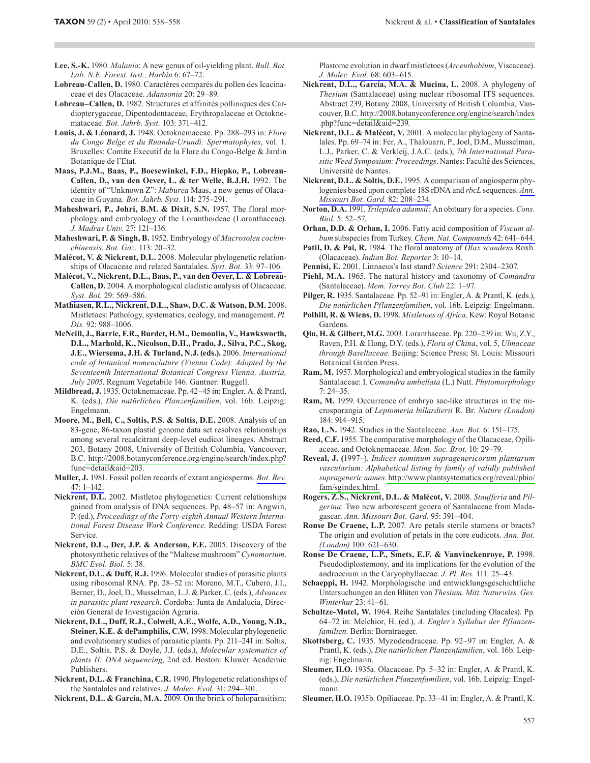**Lee, S.-K.** 1980. *Malania*: A new genus of oil-yielding plant. *Bull. Bot. Lab. N.E. Forest. Inst., Harbin* 6: 67–72.

**Lobreau-Callen, D.** 1980. Caractères comparés du pollen des Icacinaceae et des Olacaceae. *Adansonia* 20: 29–89.

**Lobreau–Callen, D.** 1982. Structures et affinités polliniques des Cardiopterygaceae, Dipentodontaceae, Erythropalaceae et Octoknemataceae. *Bot. Jahrb. Syst.* 103: 371–412.

**Louis, J. & Léonard, J.** 1948. Octoknemaceae. Pp. 288–293 in: *Flore du Congo Belge et du Ruanda-Urundi: Spermatophytes*, vol. 1. Bruxelles: Comite Executif de la Flore du Congo-Belge & Jardin Botanique de l'Etat.

**Maas, P.J.M., Baas, P., Boesewinkel, F.D., Hiepko, P., Lobreau-Callen, D., van den Oever, L. & ter Welle, B.J.H.** 1992. The identity of "Unknown Z": *Maburea* Maas, a new genus of Olacaceae in Guyana. *Bot. Jahrb. Syst.* 114: 275–291.

**Maheshwari, P., Johri, B.M. & Dixit, S.N.** 1957. The floral morphology and embryology of the Loranthoideae (Loranthaceae). *J. Madras Univ.* 27: 121–136.

**Maheshwari, P. & Singh, B.** 1952. Embryology of *Macrosolen cochinchinensis*. *Bot. Gaz.* 113: 20–32.

**Malécot, V. & Nickrent, D.L.** 2008. Molecular phylogenetic relationships of Olacaceae and related Santalales. *Syst. Bot.* 33: 97–106.

**Malécot, V., Nickrent, D.L., Baas, P., van den Oever, L. & Lobreau-Callen, D.** 2004. A morphological cladistic analysis of Olacaceae. *Syst. Bot.* 29: 569–586.

**Mathiasen, R.L., Nickrent, D.L., Shaw, D.C. & Watson, D.M.** 2008. Mistletoes: Pathology, systematics, ecology, and management. *Pl. Dis.* 92: 988–1006.

**McNeill, J., Barrie, F.R., Burdet, H.M., Demoulin, V., Hawksworth, D.L., Marhold, K., Nicolson, D.H., Prado, J., Silva, P.C., Skog, J.E., Wiersema, J.H. & Turland, N.J. (eds.).** 2006. *International code of botanical nomenclature (Vienna Code): Adopted by the Seventeenth International Botanical Congress Vienna, Austria, July 2005.* Regnum Vegetabile 146. Gantner: Ruggell.

**Mildbread, J.** 1935. Octoknemaceae. Pp. 42–45 in: Engler, A. & Prantl, K. (eds.), *Die natürlichen Planzenfamilien*, vol. 16b. Leipzig: Engelmann.

**Moore, M., Bell, C., Soltis, P.S. & Soltis, D.E.** 2008. Analysis of an 83-gene, 86-taxon plastid genome data set resolves relationships among several recalcitrant deep-level eudicot lineages. Abstract 203, Botany 2008, University of British Columbia, Vancouver, B.C. http://2008.botanyconference.org/engine/search/index.php?func=detail&aid=203.

**Muller, J.** 1981. Fossil pollen records of extant angiosperms. *Bot. Rev.* 47: 1–142.

**Nickrent, D.L.** 2002. Mistletoe phylogenetics: Current relationships gained from analysis of DNA sequences. Pp. 48–57 in: Angwin, P. (ed.), *Proceedings of the Forty-eighth Annual Western International Forest Disease Work Conference*. Redding: USDA Forest Service.

**Nickrent, D.L., Der, J.P. & Anderson, F.E.** 2005. Discovery of the photosynthetic relatives of the "Maltese mushroom" *Cynomorium*. *BMC Evol. Biol.* 5: 38.

**Nickrent, D.L. & Duff, R.J.** 1996. Molecular studies of parasitic plants using ribosomal RNA. Pp. 28–52 in: Moreno, M.T., Cubero, J.I., Berner, D., Joel, D., Musselman, L.J. & Parker, C. (eds.), *Advances in parasitic plant research*. Cordoba: Junta de Andalucia, Dirección General de Investigación Agraria.

**Nickrent, D.L., Duff, R.J., Colwell, A.E., Wolfe, A.D., Young, N.D., Steiner, K.E. & dePamphilis, C.W.** 1998. Molecular phylogenetic and evolutionary studies of parasitic plants. Pp. 211–241 in: Soltis, D.E., Soltis, P.S. & Doyle, J.J. (eds.), *Molecular systematics of plants II: DNA sequencing*, 2nd ed. Boston: Kluwer Academic Publishers.

**Nickrent, D.L. & Franchina, C.R.** 1990. Phylogenetic relationships of the Santalales and relatives. *J. Molec. Evol.* 31: 294–301.

**Nickrent, D.L. & García, M.A.** 2009. On the brink of holoparasitism: Plastome evolution in dwarf mistletoes (*Arceuthobium*, Viscaceae). *J. Molec. Evol.* 68: 603–615.

**Nickrent, D.L., García, M.A. & Mucina, L.** 2008. A phylogeny of *Thesium* (Santalaceae) using nuclear ribosomal ITS sequences. Abstract 239, Botany 2008, University of British Columbia, Vancouver, B.C. http://2008.botanyconference.org/engine/search/index.php?func=detail&aid=239.

**Nickrent, D.L. & Malécot, V.** 2001. A molecular phylogeny of Santalales. Pp. 69–74 in: Fer, A., Thalouarn, P., Joel, D.M., Musselman, L.J., Parker, C. & Verkleij, J.A.C. (eds.), *7th International Parasitic Weed Symposium: Proceedings*. Nantes: Faculté des Sciences, Université de Nantes.

**Nickrent, D.L. & Soltis, D.E.** 1995. A comparison of angiosperm phylogenies based upon complete 18S rDNA and *rbcL* sequences. *Ann. Missouri Bot. Gard.* 82: 208–234.

**Norton, D.A.** 1991. *Trilepidea adamsii*: An obituary for a species. *Cons. Biol.* 5: 52–57.

**Orhan, D.D. & Orhan, I.** 2006. Fatty acid composition of *Viscum album* subspecies from Turkey. *Chem. Nat. Compounds* 42: 641–644.

**Patil, D. & Pai, R.** 1984. The floral anatomy of *Olax scandens* Roxb. (Olacaceae). *Indian Bot. Reporter* 3: 10–14.

**Pennisi, E.** 2001. Linnaeus's last stand? *Science* 291: 2304–2307.

**Piehl, M.A.** 1965. The natural history and taxonomy of *Comandra* (Santalaceae). *Mem. Torrey Bot. Club* 22: 1–97.

**Pilger, R.** 1935. Santalaceae. Pp. 52–91 in: Engler, A. & Prantl, K. (eds.), *Die natürlichen Pflanzenfamilien*, vol. 16b. Leipzig: Engelmann.

**Polhill, R. & Wiens, D.** 1998. *Mistletoes of Africa*. Kew: Royal Botanic Gardens.

**Qiu, H. & Gilbert, M.G.** 2003. Loranthaceae. Pp. 220–239 in: Wu, Z.Y., Raven, P.H. & Hong, D.Y. (eds.), *Flora of China*, vol. 5, *Ulmaceae through Basellaceae*. Beijing: Science Press; St. Louis: Missouri Botanical Garden Press.

**Ram, M.** 1957. Morphological and embryological studies in the family Santalaceae: I. *Comandra umbellata* (L.) Nutt. *Phytomorphology* 7: 24–35.

**Ram, M.** 1959. Occurrence of embryo sac-like structures in the microsporangia of *Leptomeria billardierii* R. Br. *Nature (London)* 184: 914–915.

**Rao, L.N.** 1942. Studies in the Santalaceae. *Ann. Bot.* 6: 151–175.

**Reed, C.F.** 1955. The comparative morphology of the Olacaceae, Opiliaceae, and Octoknemaceae. *Mem. Soc. Brot.* 10: 29–79.

**Reveal, J. (**1997–). *Indices nominum supragenericorum plantarum vascularium: Alphabetical listing by family of validly published suprageneric names*. http://www.plantsystematics.org/reveal/pbio/fam/sgindex.html.

**Rogers, Z.S., Nickrent, D.L. & Malécot, V.** 2008. *Staufferia* and *Pilgerina*: Two new arborescent genera of Santalaceae from Madagascar. *Ann. Missouri Bot. Gard.* 95: 391–404.

**Ronse De Craene, L.P.** 2007. Are petals sterile stamens or bracts? The origin and evolution of petals in the core eudicots. *Ann. Bot. (London)* 100: 621–630.

**Ronse De Craene, L.P., Smets, E.F. & Vanvinckenroye, P.** 1998. Pseudodiplostemony, and its implications for the evolution of the androecium in the Caryophyllaceae. *J. Pl. Res.* 111: 25–43.

**Schaeppi, H.** 1942. Morphologische und entwicklungsgeschichtliche Untersuchungen an den Blüten von *Thesium*. *Mitt. Naturwiss. Ges. Winterhur* 23: 41–61.

**Schultze-Motel, W.** 1964. Reihe Santalales (including Olacales). Pp. 64–72 in: Melchior, H. (ed.), *A. Engler's Syllabus der Pflanzenfamilien*. Berlin: Borntraeger.

**Skottsberg, C.** 1935. Myzodendraceae. Pp. 92–97 in: Engler, A. & Prantl, K. (eds.), *Die natürlichen Pflanzenfamilien*, vol. 16b. Leipzig: Engelmann.

**Sleumer, H.O.** 1935a. Olacaceae. Pp. 5–32 in: Engler, A. & Prantl, K. (eds.), *Die natürlichen Pflanzenfamilien*, vol. 16b. Leipzig: Engelmann.

**Sleumer, H.O.** 1935b. Opiliaceae. Pp. 33–41 in: Engler, A. & Prantl, K.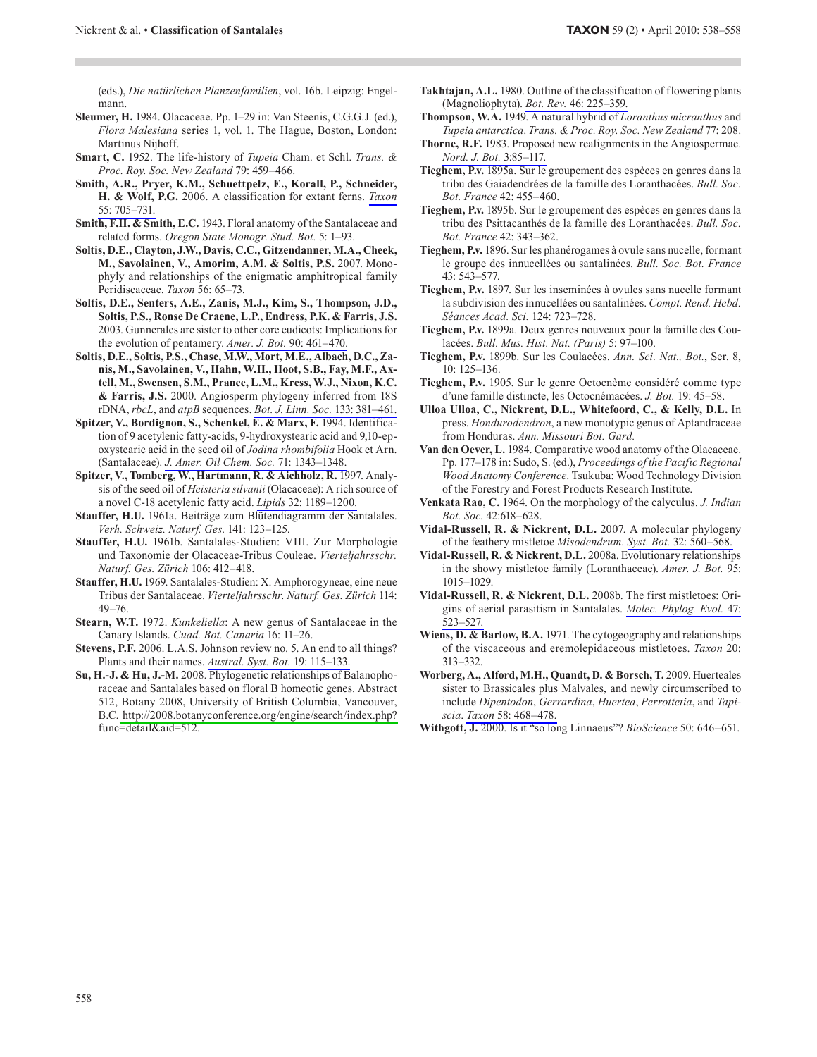(eds.), *Die natürlichen Planzenfamilien*, vol. 16b. Leipzig: Engelmann.

**Sleumer, H.** 1984. Olacaceae. Pp. 1–29 in: Van Steenis, C.G.G.J. (ed.), *Flora Malesiana* series 1, vol. 1. The Hague, Boston, London: Martinus Nijhoff.

**Smart, C.** 1952. The life-history of *Tupeia* Cham. et Schl. *Trans. & Proc. Roy. Soc. New Zealand* 79: 459–466.

**Smith, A.R., Pryer, K.M., Schuettpelz, E., Korall, P., Schneider, H. & Wolf, P.G.** 2006. A classification for extant ferns. *Taxon* 55: 705–731.

**Smith, F.H. & Smith, E.C.** 1943. Floral anatomy of the Santalaceae and related forms. *Oregon State Monogr. Stud. Bot.* 5: 1–93.

**Soltis, D.E., Clayton, J.W., Davis, C.C., Gitzendanner, M.A., Cheek, M., Savolainen, V., Amorim, A.M. & Soltis, P.S.** 2007. Monophyly and relationships of the enigmatic amphitropical family Peridiscaceae. *Taxon* 56: 65–73.

**Soltis, D.E., Senters, A.E., Zanis, M.J., Kim, S., Thompson, J.D., Soltis, P.S., Ronse De Craene, L.P., Endress, P.K. & Farris, J.S.** 2003. Gunnerales are sister to other core eudicots: Implications for the evolution of pentamery. *Amer. J. Bot.* 90: 461–470.

**Soltis, D.E., Soltis, P.S., Chase, M.W., Mort, M.E., Albach, D.C., Zanis, M., Savolainen, V., Hahn, W.H., Hoot, S.B., Fay, M.F., Axtell, M., Swensen, S.M., Prance, L.M., Kress, W.J., Nixon, K.C. & Farris, J.S.** 2000. Angiosperm phylogeny inferred from 18S rDNA, *rbcL*, and *atpB* sequences. *Bot. J. Linn. Soc.* 133: 381–461.

**Spitzer, V., Bordignon, S., Schenkel, E. & Marx, F.** 1994. Identification of 9 acetylenic fatty-acids, 9-hydroxystearic acid and 9,10-epoxystearic acid in the seed oil of *Jodina rhombifolia* Hook et Arn. (Santalaceae). *J. Amer. Oil Chem. Soc.* 71: 1343–1348.

**Spitzer, V., Tomberg, W., Hartmann, R. & Aichholz, R.** 1997. Analysis of the seed oil of *Heisteria silvanii* (Olacaceae): A rich source of a novel C-18 acetylenic fatty acid. *Lipids* 32: 1189–1200.

**Stauffer, H.U.** 1961a. Beiträge zum Blütendiagramm der Santalales. *Verh. Schweiz. Naturf. Ges.* 141: 123–125.

**Stauffer, H.U.** 1961b. Santalales-Studien: VIII. Zur Morphologie und Taxonomie der Olacaceae-Tribus Couleae. *Vierteljahrsschr. Naturf. Ges. Zürich* 106: 412–418.

**Stauffer, H.U.** 1969. Santalales-Studien: X. Amphorogyneae, eine neue Tribus der Santalaceae. *Vierteljahrsschr. Naturf. Ges. Zürich* 114: 49–76.

**Stearn, W.T.** 1972. *Kunkeliella*: A new genus of Santalaceae in the Canary Islands. *Cuad. Bot. Canaria* 16: 11–26.

**Stevens, P.F.** 2006. L.A.S. Johnson review no. 5. An end to all things? Plants and their names. *Austral. Syst. Bot.* 19: 115–133.

**Su, H.-J. & Hu, J.-M.** 2008. Phylogenetic relationships of Balanophoraceae and Santalales based on floral B homeotic genes. Abstract 512, Botany 2008, University of British Columbia, Vancouver, B.C. http://2008.botanyconference.org/engine/search/index.php?func=detail&aid=512.

**Takhtajan, A.L.** 1980. Outline of the classification of flowering plants (Magnoliophyta). *Bot. Rev.* 46: 225–359.

**Thompson, W.A.** 1949. A natural hybrid of *Loranthus micranthus* and *Tupeia antarctica*. *Trans. & Proc. Roy. Soc. New Zealand* 77: 208.

**Thorne, R.F.** 1983. Proposed new realignments in the Angiospermae. *Nord. J. Bot.* 3:85–117.

**Tieghem, P.v.** 1895a. Sur le groupement des espèces en genres dans la tribu des Gaiadendrées de la famille des Loranthacées. *Bull. Soc. Bot. France* 42: 455–460.

**Tieghem, P.v.** 1895b. Sur le groupement des espèces en genres dans la tribu des Psittacanthés de la famille des Loranthacées. *Bull. Soc. Bot. France* 42: 343–362.

**Tieghem, P.v.** 1896. Sur les phanérogames à ovule sans nucelle, formant le groupe des innucellées ou santalinées. *Bull. Soc. Bot. France* 43: 543–577.

**Tieghem, P.v.** 1897. Sur les inseminées à ovules sans nucelle formant la subdivision des innucellées ou santalinées. *Compt. Rend. Hebd. Séances Acad. Sci.* 124: 723–728.

**Tieghem, P.v.** 1899a. Deux genres nouveaux pour la famille des Coulacées. *Bull. Mus. Hist. Nat. (Paris)* 5: 97–100.

**Tieghem, P.v.** 1899b. Sur les Coulacées. *Ann. Sci. Nat., Bot.*, Ser. 8, 10: 125–136.

**Tieghem, P.v.** 1905. Sur le genre Octocnème considéré comme type d'une famille distincte, les Octocnémacées. *J. Bot.* 19: 45–58.

**Ulloa Ulloa, C., Nickrent, D.L., Whitefoord, C., & Kelly, D.L.** In press. *Hondurodendron*, a new monotypic genus of Aptandraceae from Honduras. *Ann. Missouri Bot. Gard.*

**Van den Oever, L.** 1984. Comparative wood anatomy of the Olacaceae. Pp. 177–178 in: Sudo, S. (ed.), *Proceedings of the Pacific Regional Wood Anatomy Conference*. Tsukuba: Wood Technology Division of the Forestry and Forest Products Research Institute.

**Venkata Rao, C.** 1964. On the morphology of the calyculus. *J. Indian Bot. Soc.* 42:618–628.

**Vidal-Russell, R. & Nickrent, D.L.** 2007. A molecular phylogeny of the feathery mistletoe *Misodendrum*. *Syst. Bot.* 32: 560–568.

**Vidal-Russell, R. & Nickrent, D.L.** 2008a. Evolutionary relationships in the showy mistletoe family (Loranthaceae). *Amer. J. Bot.* 95: 1015–1029.

**Vidal-Russell, R. & Nickrent, D.L.** 2008b. The first mistletoes: Origins of aerial parasitism in Santalales. *Molec. Phylog. Evol.* 47: 523–527.

**Wiens, D. & Barlow, B.A.** 1971. The cytogeography and relationships of the viscaceous and eremolepidaceous mistletoes. *Taxon* 20: 313–332.

**Worberg, A., Alford, M.H., Quandt, D. & Borsch, T.** 2009. Huerteales sister to Brassicales plus Malvales, and newly circumscribed to include *Dipentodon*, *Gerrardina*, *Huertea*, *Perrottetia*, and *Tapiscia*. *Taxon* 58: 468–478.

**Withgott, J.** 2000. Is it "so long Linnaeus"? *BioScience* 50: 646–651.